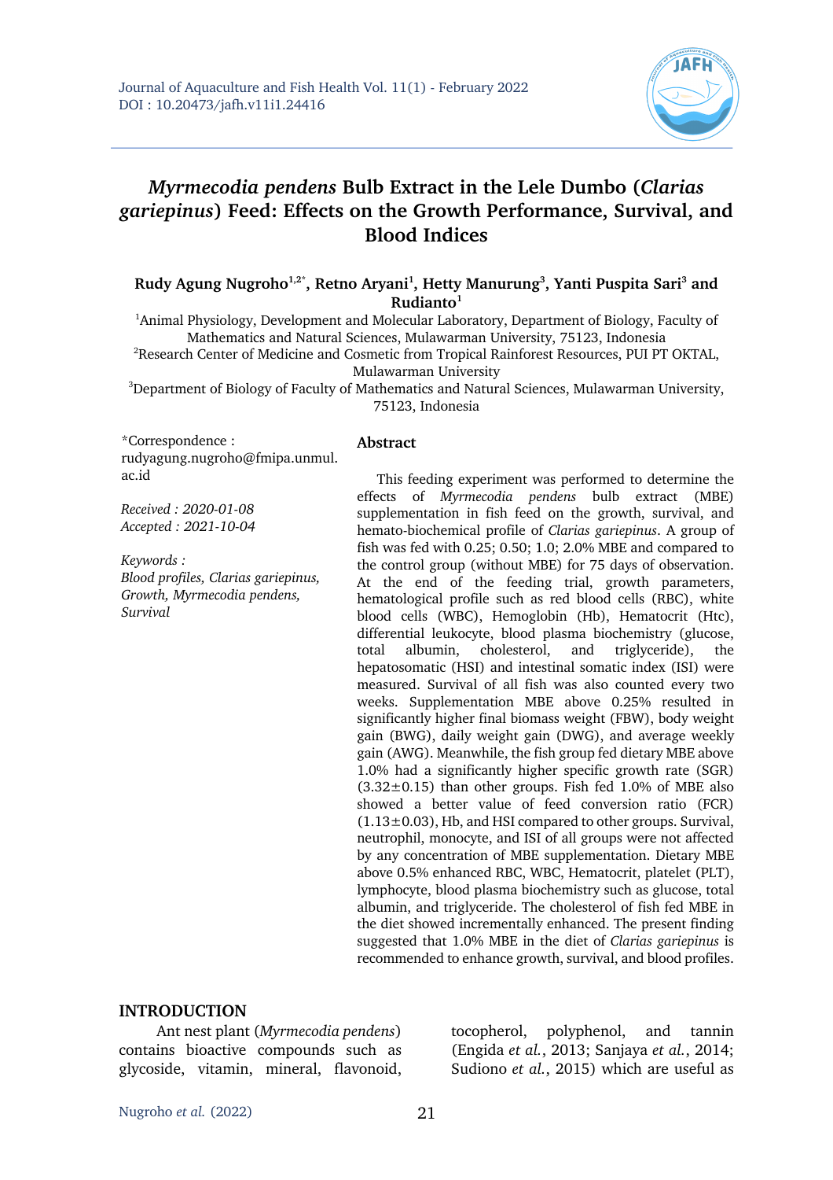# *Myrmecodia pendens* Bulb Extract in the Lele Dumbo (*Clarias gariepinus*) Feed: Effects on the Growth Performance, Survival, and Blood Indices

**Rudy Agung Nugroho[1,2*], Retno Aryani[1], Hetty Manurung[3], Yanti Puspita Sari[3] and Rudianto[1]**

[1]Animal Physiology, Development and Molecular Laboratory, Department of Biology, Faculty of Mathematics and Natural Sciences, Mulawarman University, 75123, Indonesia
[2]Research Center of Medicine and Cosmetic from Tropical Rainforest Resources, PUI PT OKTAL, Mulawarman University
[3]Department of Biology of Faculty of Mathematics and Natural Sciences, Mulawarman University, 75123, Indonesia

*Correspondence : rudyagung.nugroho@fmipa.unmul.ac.id

*Received : 2020-01-08*
*Accepted : 2021-10-04*

*Keywords :*
*Blood profiles, Clarias gariepinus, Growth, Myrmecodia pendens, Survival*

## Abstract

This feeding experiment was performed to determine the effects of *Myrmecodia pendens* bulb extract (MBE) supplementation in fish feed on the growth, survival, and hemato-biochemical profile of *Clarias gariepinus*. A group of fish was fed with 0.25; 0.50; 1.0; 2.0% MBE and compared to the control group (without MBE) for 75 days of observation. At the end of the feeding trial, growth parameters, hematological profile such as red blood cells (RBC), white blood cells (WBC), Hemoglobin (Hb), Hematocrit (Htc), differential leukocyte, blood plasma biochemistry (glucose, total albumin, cholesterol, and triglyceride), the hepatosomatic (HSI) and intestinal somatic index (ISI) were measured. Survival of all fish was also counted every two weeks. Supplementation MBE above 0.25% resulted in significantly higher final biomass weight (FBW), body weight gain (BWG), daily weight gain (DWG), and average weekly gain (AWG). Meanwhile, the fish group fed dietary MBE above 1.0% had a significantly higher specific growth rate (SGR) (3.32±0.15) than other groups. Fish fed 1.0% of MBE also showed a better value of feed conversion ratio (FCR) (1.13±0.03), Hb, and HSI compared to other groups. Survival, neutrophil, monocyte, and ISI of all groups were not affected by any concentration of MBE supplementation. Dietary MBE above 0.5% enhanced RBC, WBC, Hematocrit, platelet (PLT), lymphocyte, blood plasma biochemistry such as glucose, total albumin, and triglyceride. The cholesterol of fish fed MBE in the diet showed incrementally enhanced. The present finding suggested that 1.0% MBE in the diet of *Clarias gariepinus* is recommended to enhance growth, survival, and blood profiles.

## INTRODUCTION

Ant nest plant (*Myrmecodia pendens*) contains bioactive compounds such as glycoside, vitamin, mineral, flavonoid, tocopherol, polyphenol, and tannin (Engida *et al.*, 2013; Sanjaya *et al.*, 2014; Sudiono *et al.*, 2015) which are useful as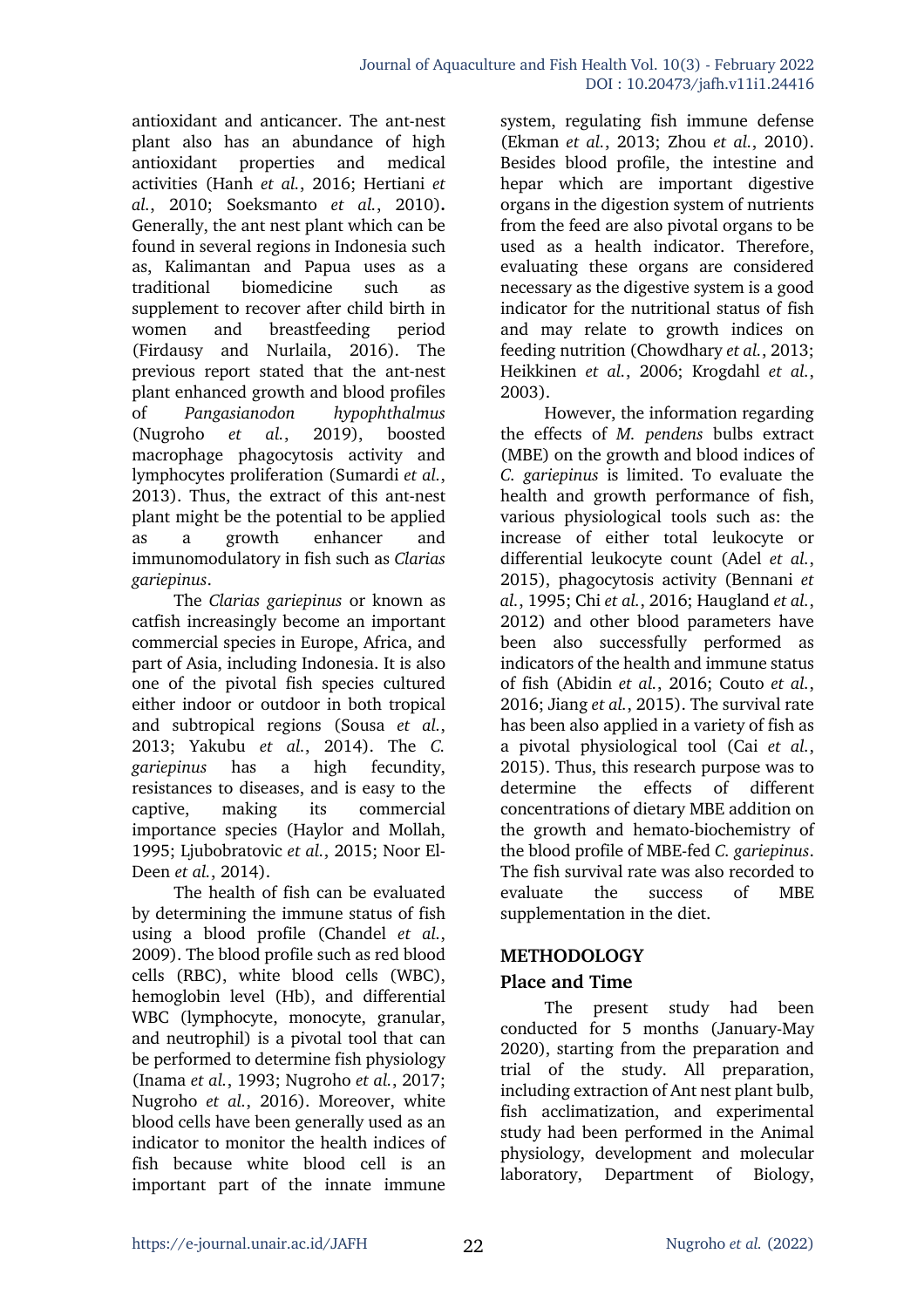antioxidant and anticancer. The ant-nest plant also has an abundance of high antioxidant properties and medical activities (Hanh *et al.*, 2016; Hertiani *et al.*, 2010; Soeksmanto *et al.*, 2010)**.** Generally, the ant nest plant which can be found in several regions in Indonesia such as, Kalimantan and Papua uses as a traditional biomedicine such as supplement to recover after child birth in women and breastfeeding period (Firdausy and Nurlaila, 2016). The previous report stated that the ant-nest plant enhanced growth and blood profiles of *Pangasianodon hypophthalmus* (Nugroho *et al.*, 2019), boosted macrophage phagocytosis activity and lymphocytes proliferation (Sumardi *et al.*, 2013). Thus, the extract of this ant-nest plant might be the potential to be applied as a growth enhancer and immunomodulatory in fish such as *Clarias gariepinus*.

The *Clarias gariepinus* or known as catfish increasingly become an important commercial species in Europe, Africa, and part of Asia, including Indonesia. It is also one of the pivotal fish species cultured either indoor or outdoor in both tropical and subtropical regions (Sousa *et al.*, 2013; Yakubu *et al.*, 2014). The *C. gariepinus* has a high fecundity, resistances to diseases, and is easy to the captive, making its commercial importance species (Haylor and Mollah, 1995; Ljubobratovic *et al.*, 2015; Noor El-Deen *et al.*, 2014).

The health of fish can be evaluated by determining the immune status of fish using a blood profile (Chandel *et al.*, 2009). The blood profile such as red blood cells (RBC), white blood cells (WBC), hemoglobin level (Hb), and differential WBC (lymphocyte, monocyte, granular, and neutrophil) is a pivotal tool that can be performed to determine fish physiology (Inama *et al.*, 1993; Nugroho *et al.*, 2017; Nugroho *et al.*, 2016). Moreover, white blood cells have been generally used as an indicator to monitor the health indices of fish because white blood cell is an important part of the innate immune system, regulating fish immune defense (Ekman *et al.*, 2013; Zhou *et al.*, 2010). Besides blood profile, the intestine and hepar which are important digestive organs in the digestion system of nutrients from the feed are also pivotal organs to be used as a health indicator. Therefore, evaluating these organs are considered necessary as the digestive system is a good indicator for the nutritional status of fish and may relate to growth indices on feeding nutrition (Chowdhary *et al.*, 2013; Heikkinen *et al.*, 2006; Krogdahl *et al.*, 2003).

However, the information regarding the effects of *M. pendens* bulbs extract (MBE) on the growth and blood indices of *C. gariepinus* is limited. To evaluate the health and growth performance of fish, various physiological tools such as: the increase of either total leukocyte or differential leukocyte count (Adel *et al.*, 2015), phagocytosis activity (Bennani *et al.*, 1995; Chi *et al.*, 2016; Haugland *et al.*, 2012) and other blood parameters have been also successfully performed as indicators of the health and immune status of fish (Abidin *et al.*, 2016; Couto *et al.*, 2016; Jiang *et al.*, 2015). The survival rate has been also applied in a variety of fish as a pivotal physiological tool (Cai *et al.*, 2015). Thus, this research purpose was to determine the effects of different concentrations of dietary MBE addition on the growth and hemato-biochemistry of the blood profile of MBE-fed *C. gariepinus*. The fish survival rate was also recorded to evaluate the success of MBE supplementation in the diet.

## METHODOLOGY

### Place and Time

The present study had been conducted for 5 months (January-May 2020), starting from the preparation and trial of the study. All preparation, including extraction of Ant nest plant bulb, fish acclimatization, and experimental study had been performed in the Animal physiology, development and molecular laboratory, Department of Biology,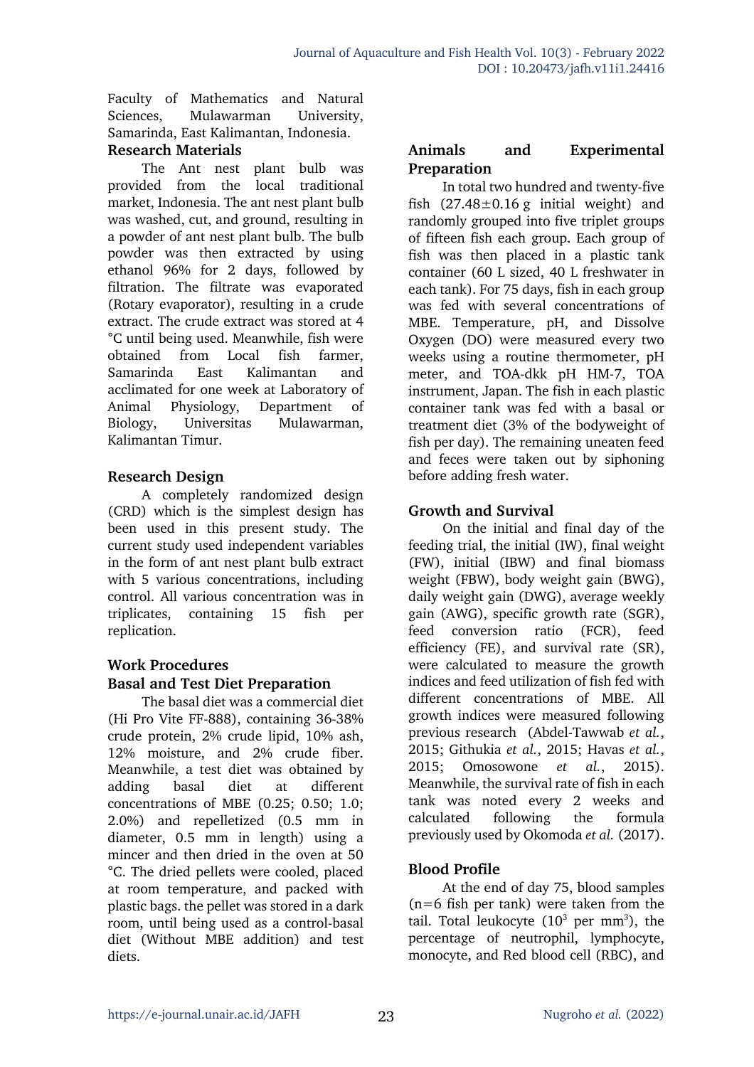Faculty of Mathematics and Natural Sciences, Mulawarman University, Samarinda, East Kalimantan, Indonesia.

### Research Materials

The Ant nest plant bulb was provided from the local traditional market, Indonesia. The ant nest plant bulb was washed, cut, and ground, resulting in a powder of ant nest plant bulb. The bulb powder was then extracted by using ethanol 96% for 2 days, followed by filtration. The filtrate was evaporated (Rotary evaporator), resulting in a crude extract. The crude extract was stored at 4 °C until being used. Meanwhile, fish were obtained from Local fish farmer, Samarinda East Kalimantan and acclimated for one week at Laboratory of Animal Physiology, Department of Biology, Universitas Mulawarman, Kalimantan Timur.

### Research Design

A completely randomized design (CRD) which is the simplest design has been used in this present study. The current study used independent variables in the form of ant nest plant bulb extract with 5 various concentrations, including control. All various concentration was in triplicates, containing 15 fish per replication.

### Work Procedures

### Basal and Test Diet Preparation

The basal diet was a commercial diet (Hi Pro Vite FF-888), containing 36-38% crude protein, 2% crude lipid, 10% ash, 12% moisture, and 2% crude fiber. Meanwhile, a test diet was obtained by adding basal diet at different concentrations of MBE (0.25; 0.50; 1.0; 2.0%) and repelletized (0.5 mm in diameter, 0.5 mm in length) using a mincer and then dried in the oven at 50 °C. The dried pellets were cooled, placed at room temperature, and packed with plastic bags. the pellet was stored in a dark room, until being used as a control-basal diet (Without MBE addition) and test diets.

### Animals and Experimental Preparation

In total two hundred and twenty-five fish (27.48±0.16 g initial weight) and randomly grouped into five triplet groups of fifteen fish each group. Each group of fish was then placed in a plastic tank container (60 L sized, 40 L freshwater in each tank). For 75 days, fish in each group was fed with several concentrations of MBE. Temperature, pH, and Dissolve Oxygen (DO) were measured every two weeks using a routine thermometer, pH meter, and TOA-dkk pH HM-7, TOA instrument, Japan. The fish in each plastic container tank was fed with a basal or treatment diet (3% of the bodyweight of fish per day). The remaining uneaten feed and feces were taken out by siphoning before adding fresh water.

### Growth and Survival

On the initial and final day of the feeding trial, the initial (IW), final weight (FW), initial (IBW) and final biomass weight (FBW), body weight gain (BWG), daily weight gain (DWG), average weekly gain (AWG), specific growth rate (SGR), feed conversion ratio (FCR), feed efficiency (FE), and survival rate (SR), were calculated to measure the growth indices and feed utilization of fish fed with different concentrations of MBE. All growth indices were measured following previous research (Abdel-Tawwab *et al.*, 2015; Githukia *et al.*, 2015; Havas *et al.*, 2015; Omosowone *et al.*, 2015). Meanwhile, the survival rate of fish in each tank was noted every 2 weeks and calculated following the formula previously used by Okomoda *et al.* (2017).

### Blood Profile

At the end of day 75, blood samples (n=6 fish per tank) were taken from the tail. Total leukocyte ($10^3$ per $mm^3$), the percentage of neutrophil, lymphocyte, monocyte, and Red blood cell (RBC), and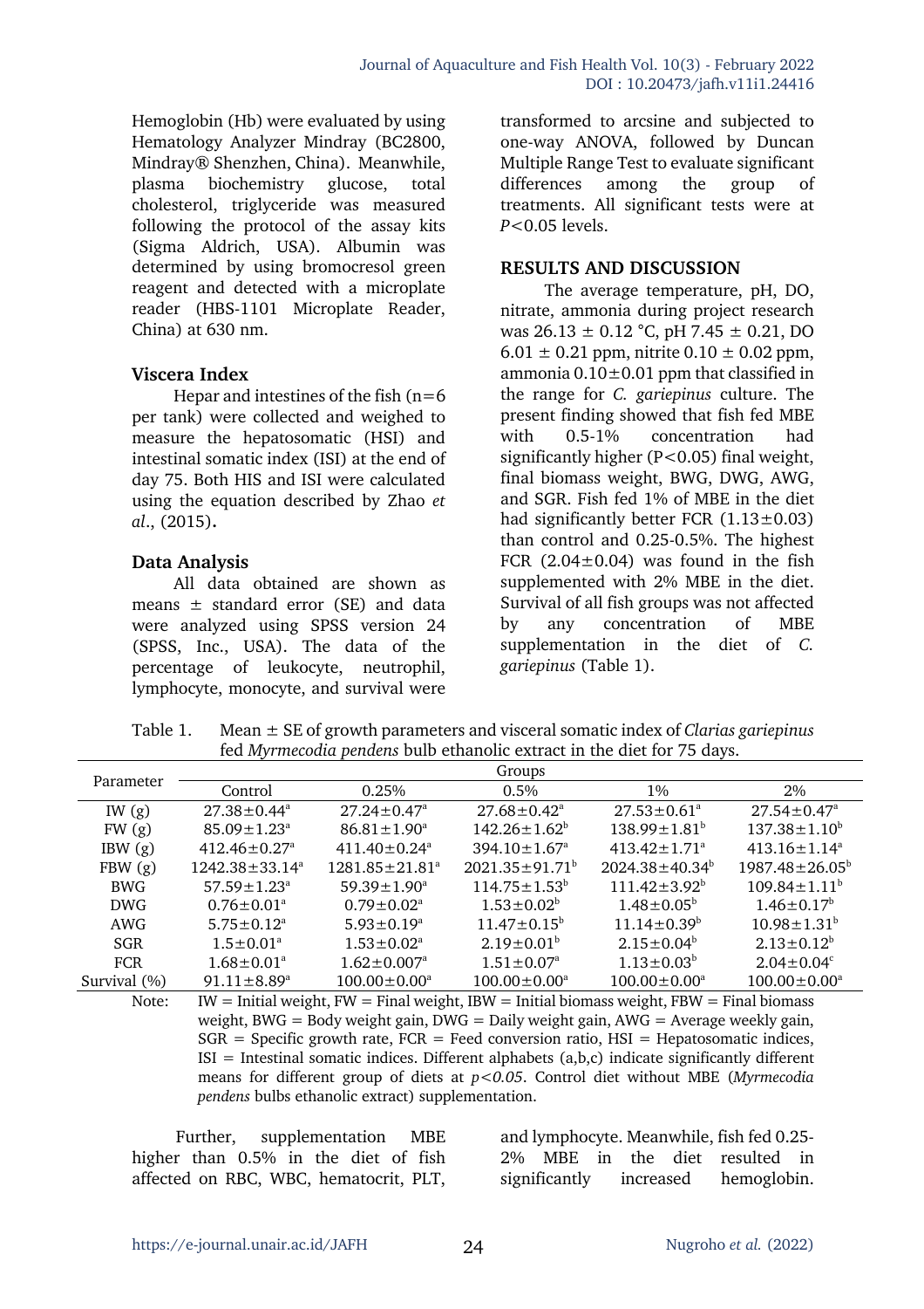Hemoglobin (Hb) were evaluated by using Hematology Analyzer Mindray (BC2800, Mindray® Shenzhen, China). Meanwhile, plasma biochemistry glucose, total cholesterol, triglyceride was measured following the protocol of the assay kits (Sigma Aldrich, USA). Albumin was determined by using bromocresol green reagent and detected with a microplate reader (HBS-1101 Microplate Reader, China) at 630 nm.

### Viscera Index

Hepar and intestines of the fish (n=6 per tank) were collected and weighed to measure the hepatosomatic (HSI) and intestinal somatic index (ISI) at the end of day 75. Both HIS and ISI were calculated using the equation described by Zhao *et al*., (2015).

### Data Analysis

All data obtained are shown as means ± standard error (SE) and data were analyzed using SPSS version 24 (SPSS, Inc., USA). The data of the percentage of leukocyte, neutrophil, lymphocyte, monocyte, and survival were transformed to arcsine and subjected to one-way ANOVA, followed by Duncan Multiple Range Test to evaluate significant differences among the group of treatments. All significant tests were at $P<0.05$ levels.

## RESULTS AND DISCUSSION

The average temperature, pH, DO, nitrate, ammonia during project research was 26.13 ± 0.12 °C, pH 7.45 ± 0.21, DO 6.01 ± 0.21 ppm, nitrite 0.10 ± 0.02 ppm, ammonia 0.10±0.01 ppm that classified in the range for *C. gariepinus* culture. The present finding showed that fish fed MBE with 0.5-1% concentration had significantly higher ($P<0.05$) final weight, final biomass weight, BWG, DWG, AWG, and SGR. Fish fed 1% of MBE in the diet had significantly better FCR (1.13±0.03) than control and 0.25-0.5%. The highest FCR (2.04±0.04) was found in the fish supplemented with 2% MBE in the diet. Survival of all fish groups was not affected by any concentration of MBE supplementation in the diet of *C. gariepinus* (Table 1).

Table 1. Mean ± SE of growth parameters and visceral somatic index of *Clarias gariepinus* fed *Myrmecodia pendens* bulb ethanolic extract in the diet for 75 days.

| Parameter | Groups | | | | |
|---|---|---|---|---|---|
| | Control | 0.25% | 0.5% | 1% | 2% |
| IW (g) | 27.38±0.44[a] | 27.24±0.47[a] | 27.68±0.42[a] | 27.53±0.61[a] | 27.54±0.47[a] |
| FW (g) | 85.09±1.23[a] | 86.81±1.90[a] | 142.26±1.62[b] | 138.99±1.81[b] | 137.38±1.10[b] |
| IBW (g) | 412.46±0.27[a] | 411.40±0.24[a] | 394.10±1.67[a] | 413.42±1.71[a] | 413.16±1.14[a] |
| FBW (g) | 1242.38±33.14[a] | 1281.85±21.81[a] | 2021.35±91.71[b] | 2024.38±40.34[b] | 1987.48±26.05[b] |
| BWG | 57.59±1.23[a] | 59.39±1.90[a] | 114.75±1.53[b] | 111.42±3.92[b] | 109.84±1.11[b] |
| DWG | 0.76±0.01[a] | 0.79±0.02[a] | 1.53±0.02[b] | 1.48±0.05[b] | 1.46±0.17[b] |
| AWG | 5.75±0.12[a] | 5.93±0.19[a] | 11.47±0.15[b] | 11.14±0.39[b] | 10.98±1.31[b] |
| SGR | 1.5±0.01[a] | 1.53±0.02[a] | 2.19±0.01[b] | 2.15±0.04[b] | 2.13±0.12[b] |
| FCR | 1.68±0.01[a] | 1.62±0.007[a] | 1.51±0.07[a] | 1.13±0.03[b] | 2.04±0.04[c] |
| Survival (%) | 91.11±8.89[a] | 100.00±0.00[a] | 100.00±0.00[a] | 100.00±0.00[a] | 100.00±0.00[a] |

Note: IW = Initial weight, FW = Final weight, IBW = Initial biomass weight, FBW = Final biomass weight, BWG = Body weight gain, DWG = Daily weight gain, AWG = Average weekly gain, SGR = Specific growth rate, FCR = Feed conversion ratio, HSI = Hepatosomatic indices, ISI = Intestinal somatic indices. Different alphabets (a,b,c) indicate significantly different means for different group of diets at $p<0.05$. Control diet without MBE (*Myrmecodia pendens* bulbs ethanolic extract) supplementation.

Further, supplementation MBE higher than 0.5% in the diet of fish affected on RBC, WBC, hematocrit, PLT, and lymphocyte. Meanwhile, fish fed 0.25-2% MBE in the diet resulted in significantly increased hemoglobin.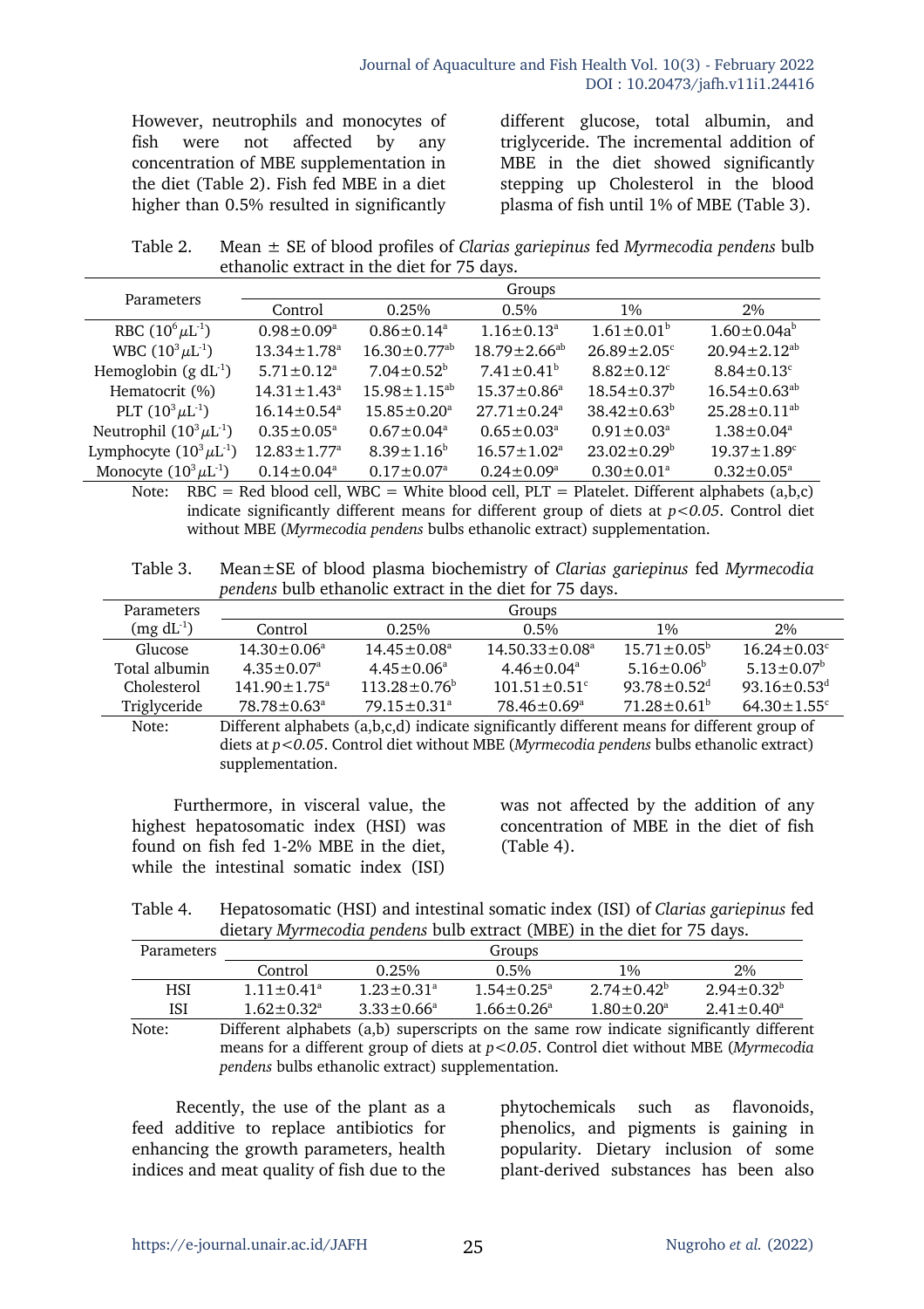However, neutrophils and monocytes of fish were not affected by any concentration of MBE supplementation in the diet (Table 2). Fish fed MBE in a diet higher than 0.5% resulted in significantly different glucose, total albumin, and triglyceride. The incremental addition of MBE in the diet showed significantly stepping up Cholesterol in the blood plasma of fish until 1% of MBE (Table 3).

Table 2. Mean ± SE of blood profiles of *Clarias gariepinus* fed *Myrmecodia pendens* bulb ethanolic extract in the diet for 75 days.

| Parameters | Groups | | | | |
|---|---|---|---|---|---|
| | Control | 0.25% | 0.5% | 1% | 2% |
| RBC ($10^6 \mu L^{-1}$) | $0.98 \pm 0.09^a$ | $0.86 \pm 0.14^a$ | $1.16 \pm 0.13^a$ | $1.61 \pm 0.01^b$ | $1.60 \pm 0.04a^b$ |
| WBC ($10^3 \mu L^{-1}$) | $13.34 \pm 1.78^a$ | $16.30 \pm 0.77^{ab}$ | $18.79 \pm 2.66^{ab}$ | $26.89 \pm 2.05^c$ | $20.94 \pm 2.12^{ab}$ |
| Hemoglobin (g $dL^{-1}$) | $5.71 \pm 0.12^a$ | $7.04 \pm 0.52^b$ | $7.41 \pm 0.41^b$ | $8.82 \pm 0.12^c$ | $8.84 \pm 0.13^c$ |
| Hematocrit (%) | $14.31 \pm 1.43^a$ | $15.98 \pm 1.15^{ab}$ | $15.37 \pm 0.86^a$ | $18.54 \pm 0.37^b$ | $16.54 \pm 0.63^{ab}$ |
| PLT ($10^3 \mu L^{-1}$) | $16.14 \pm 0.54^a$ | $15.85 \pm 0.20^a$ | $27.71 \pm 0.24^a$ | $38.42 \pm 0.63^b$ | $25.28 \pm 0.11^{ab}$ |
| Neutrophil ($10^3 \mu L^{-1}$) | $0.35 \pm 0.05^a$ | $0.67 \pm 0.04^a$ | $0.65 \pm 0.03^a$ | $0.91 \pm 0.03^a$ | $1.38 \pm 0.04^a$ |
| Lymphocyte ($10^3 \mu L^{-1}$) | $12.83 \pm 1.77^a$ | $8.39 \pm 1.16^b$ | $16.57 \pm 1.02^a$ | $23.02 \pm 0.29^b$ | $19.37 \pm 1.89^c$ |
| Monocyte ($10^3 \mu L^{-1}$) | $0.14 \pm 0.04^a$ | $0.17 \pm 0.07^a$ | $0.24 \pm 0.09^a$ | $0.30 \pm 0.01^a$ | $0.32 \pm 0.05^a$ |

Note: RBC = Red blood cell, WBC = White blood cell, PLT = Platelet. Different alphabets (a,b,c) indicate significantly different means for different group of diets at $p<0.05$. Control diet without MBE (*Myrmecodia pendens* bulbs ethanolic extract) supplementation.

Table 3. Mean±SE of blood plasma biochemistry of *Clarias gariepinus* fed *Myrmecodia pendens* bulb ethanolic extract in the diet for 75 days.

| Parameters (mg $dL^{-1}$) | Groups | | | | |
|---|---|---|---|---|---|
| | Control | 0.25% | 0.5% | 1% | 2% |
| Glucose | $14.30 \pm 0.06^a$ | $14.45 \pm 0.08^a$ | $14.50.33 \pm 0.08^a$ | $15.71 \pm 0.05^b$ | $16.24 \pm 0.03^c$ |
| Total albumin | $4.35 \pm 0.07^a$ | $4.45 \pm 0.06^a$ | $4.46 \pm 0.04^a$ | $5.16 \pm 0.06^b$ | $5.13 \pm 0.07^b$ |
| Cholesterol | $141.90 \pm 1.75^a$ | $113.28 \pm 0.76^b$ | $101.51 \pm 0.51^c$ | $93.78 \pm 0.52^d$ | $93.16 \pm 0.53^d$ |
| Triglyceride | $78.78 \pm 0.63^a$ | $79.15 \pm 0.31^a$ | $78.46 \pm 0.69^a$ | $71.28 \pm 0.61^b$ | $64.30 \pm 1.55^c$ |

Note: Different alphabets (a,b,c,d) indicate significantly different means for different group of diets at $p<0.05$. Control diet without MBE (*Myrmecodia pendens* bulbs ethanolic extract) supplementation.

Furthermore, in visceral value, the highest hepatosomatic index (HSI) was found on fish fed 1-2% MBE in the diet, while the intestinal somatic index (ISI) was not affected by the addition of any concentration of MBE in the diet of fish (Table 4).

Table 4. Hepatosomatic (HSI) and intestinal somatic index (ISI) of *Clarias gariepinus* fed dietary *Myrmecodia pendens* bulb extract (MBE) in the diet for 75 days.

| Parameters | Groups | | | | |
|---|---|---|---|---|---|
| | Control | 0.25% | 0.5% | 1% | 2% |
| HSI | $1.11 \pm 0.41^a$ | $1.23 \pm 0.31^a$ | $1.54 \pm 0.25^a$ | $2.74 \pm 0.42^b$ | $2.94 \pm 0.32^b$ |
| ISI | $1.62 \pm 0.32^a$ | $3.33 \pm 0.66^a$ | $1.66 \pm 0.26^a$ | $1.80 \pm 0.20^a$ | $2.41 \pm 0.40^a$ |

Note: Different alphabets (a,b) superscripts on the same row indicate significantly different means for a different group of diets at $p<0.05$. Control diet without MBE (*Myrmecodia pendens* bulbs ethanolic extract) supplementation.

Recently, the use of the plant as a feed additive to replace antibiotics for enhancing the growth parameters, health indices and meat quality of fish due to the phytochemicals such as flavonoids, phenolics, and pigments is gaining in popularity. Dietary inclusion of some plant-derived substances has been also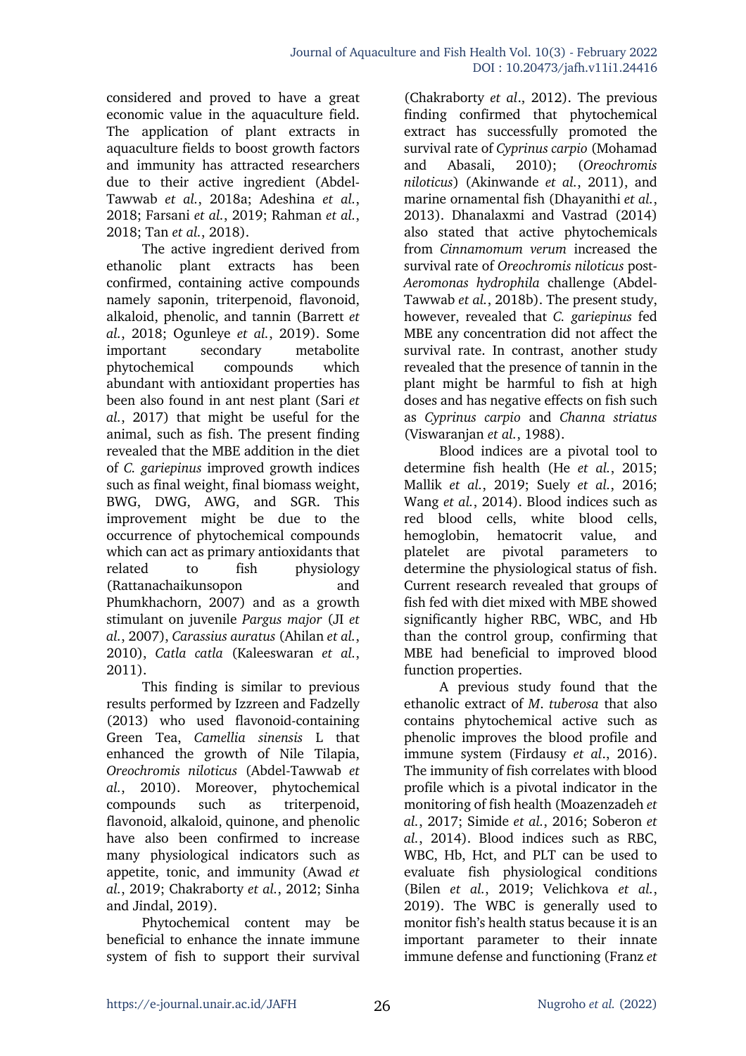considered and proved to have a great economic value in the aquaculture field. The application of plant extracts in aquaculture fields to boost growth factors and immunity has attracted researchers due to their active ingredient (Abdel-Tawwab *et al.*, 2018a; Adeshina *et al.*, 2018; Farsani *et al.*, 2019; Rahman *et al.*, 2018; Tan *et al.*, 2018).

The active ingredient derived from ethanolic plant extracts has been confirmed, containing active compounds namely saponin, triterpenoid, flavonoid, alkaloid, phenolic, and tannin (Barrett *et al.*, 2018; Ogunleye *et al.*, 2019). Some important secondary metabolite phytochemical compounds which abundant with antioxidant properties has been also found in ant nest plant (Sari *et al.*, 2017) that might be useful for the animal, such as fish. The present finding revealed that the MBE addition in the diet of *C. gariepinus* improved growth indices such as final weight, final biomass weight, BWG, DWG, AWG, and SGR. This improvement might be due to the occurrence of phytochemical compounds which can act as primary antioxidants that related to fish physiology (Rattanachaikunsopon and Phumkhachorn, 2007) and as a growth stimulant on juvenile *Pargus major* (JI *et al.*, 2007), *Carassius auratus* (Ahilan *et al.*, 2010), *Catla catla* (Kaleeswaran *et al.*, 2011).

This finding is similar to previous results performed by Izzreen and Fadzelly (2013) who used flavonoid-containing Green Tea, *Camellia sinensis* L that enhanced the growth of Nile Tilapia, *Oreochromis niloticus* (Abdel-Tawwab *et al.*, 2010). Moreover, phytochemical compounds such as triterpenoid, flavonoid, alkaloid, quinone, and phenolic have also been confirmed to increase many physiological indicators such as appetite, tonic, and immunity (Awad *et al.*, 2019; Chakraborty *et al.*, 2012; Sinha and Jindal, 2019).

Phytochemical content may be beneficial to enhance the innate immune system of fish to support their survival (Chakraborty *et al*., 2012). The previous finding confirmed that phytochemical extract has successfully promoted the survival rate of *Cyprinus carpio* (Mohamad and Abasali, 2010); (*Oreochromis niloticus*) (Akinwande *et al.*, 2011), and marine ornamental fish (Dhayanithi *et al.*, 2013). Dhanalaxmi and Vastrad (2014) also stated that active phytochemicals from *Cinnamomum verum* increased the survival rate of *Oreochromis niloticus* post-*Aeromonas hydrophila* challenge (Abdel-Tawwab *et al.*, 2018b). The present study, however, revealed that *C. gariepinus* fed MBE any concentration did not affect the survival rate. In contrast, another study revealed that the presence of tannin in the plant might be harmful to fish at high doses and has negative effects on fish such as *Cyprinus carpio* and *Channa striatus* (Viswaranjan *et al.*, 1988).

Blood indices are a pivotal tool to determine fish health (He *et al.*, 2015; Mallik *et al.*, 2019; Suely *et al.*, 2016; Wang *et al.*, 2014). Blood indices such as red blood cells, white blood cells, hemoglobin, hematocrit value, and platelet are pivotal parameters to determine the physiological status of fish. Current research revealed that groups of fish fed with diet mixed with MBE showed significantly higher RBC, WBC, and Hb than the control group, confirming that MBE had beneficial to improved blood function properties.

A previous study found that the ethanolic extract of *M. tuberosa* that also contains phytochemical active such as phenolic improves the blood profile and immune system (Firdausy *et al*., 2016). The immunity of fish correlates with blood profile which is a pivotal indicator in the monitoring of fish health (Moazenzadeh *et al.*, 2017; Simide *et al.*, 2016; Soberon *et al.*, 2014). Blood indices such as RBC, WBC, Hb, Hct, and PLT can be used to evaluate fish physiological conditions (Bilen *et al.*, 2019; Velichkova *et al.*, 2019). The WBC is generally used to monitor fish's health status because it is an important parameter to their innate immune defense and functioning (Franz *et*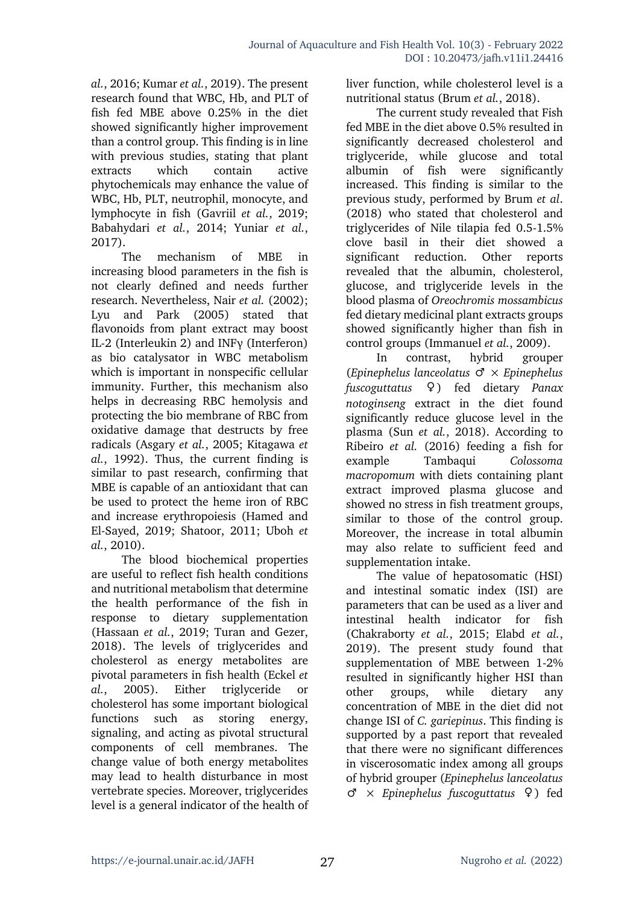*al.*, 2016; Kumar *et al.*, 2019). The present research found that WBC, Hb, and PLT of fish fed MBE above 0.25% in the diet showed significantly higher improvement than a control group. This finding is in line with previous studies, stating that plant extracts which contain active phytochemicals may enhance the value of WBC, Hb, PLT, neutrophil, monocyte, and lymphocyte in fish (Gavriil *et al.*, 2019; Babahydari *et al.*, 2014; Yuniar *et al.*, 2017).

The mechanism of MBE in increasing blood parameters in the fish is not clearly defined and needs further research. Nevertheless, Nair *et al.* (2002); Lyu and Park (2005) stated that flavonoids from plant extract may boost IL-2 (Interleukin 2) and INFγ (Interferon) as bio catalysator in WBC metabolism which is important in nonspecific cellular immunity. Further, this mechanism also helps in decreasing RBC hemolysis and protecting the bio membrane of RBC from oxidative damage that destructs by free radicals (Asgary *et al.*, 2005; Kitagawa *et al.*, 1992). Thus, the current finding is similar to past research, confirming that MBE is capable of an antioxidant that can be used to protect the heme iron of RBC and increase erythropoiesis (Hamed and El-Sayed, 2019; Shatoor, 2011; Uboh *et al.*, 2010).

The blood biochemical properties are useful to reflect fish health conditions and nutritional metabolism that determine the health performance of the fish in response to dietary supplementation (Hassaan *et al.*, 2019; Turan and Gezer, 2018). The levels of triglycerides and cholesterol as energy metabolites are pivotal parameters in fish health (Eckel *et al.*, 2005). Either triglyceride or cholesterol has some important biological functions such as storing energy, signaling, and acting as pivotal structural components of cell membranes. The change value of both energy metabolites may lead to health disturbance in most vertebrate species. Moreover, triglycerides level is a general indicator of the health of liver function, while cholesterol level is a nutritional status (Brum *et al.*, 2018).

The current study revealed that Fish fed MBE in the diet above 0.5% resulted in significantly decreased cholesterol and triglyceride, while glucose and total albumin of fish were significantly increased. This finding is similar to the previous study, performed by Brum *et al*. (2018) who stated that cholesterol and triglycerides of Nile tilapia fed 0.5-1.5% clove basil in their diet showed a significant reduction. Other reports revealed that the albumin, cholesterol, glucose, and triglyceride levels in the blood plasma of *Oreochromis mossambicus* fed dietary medicinal plant extracts groups showed significantly higher than fish in control groups (Immanuel *et al.*, 2009).

In contrast, hybrid grouper (*Epinephelus lanceolatus* ♂ × *Epinephelus fuscoguttatus* ♀) fed dietary *Panax notoginseng* extract in the diet found significantly reduce glucose level in the plasma (Sun *et al.*, 2018). According to Ribeiro *et al.* (2016) feeding a fish for example Tambaqui *Colossoma macropomum* with diets containing plant extract improved plasma glucose and showed no stress in fish treatment groups, similar to those of the control group. Moreover, the increase in total albumin may also relate to sufficient feed and supplementation intake.

The value of hepatosomatic (HSI) and intestinal somatic index (ISI) are parameters that can be used as a liver and intestinal health indicator for fish (Chakraborty *et al.*, 2015; Elabd *et al.*, 2019). The present study found that supplementation of MBE between 1-2% resulted in significantly higher HSI than other groups, while dietary any concentration of MBE in the diet did not change ISI of *C. gariepinus*. This finding is supported by a past report that revealed that there were no significant differences in viscerosomatic index among all groups of hybrid grouper (*Epinephelus lanceolatus* ♂ × *Epinephelus fuscoguttatus* ♀) fed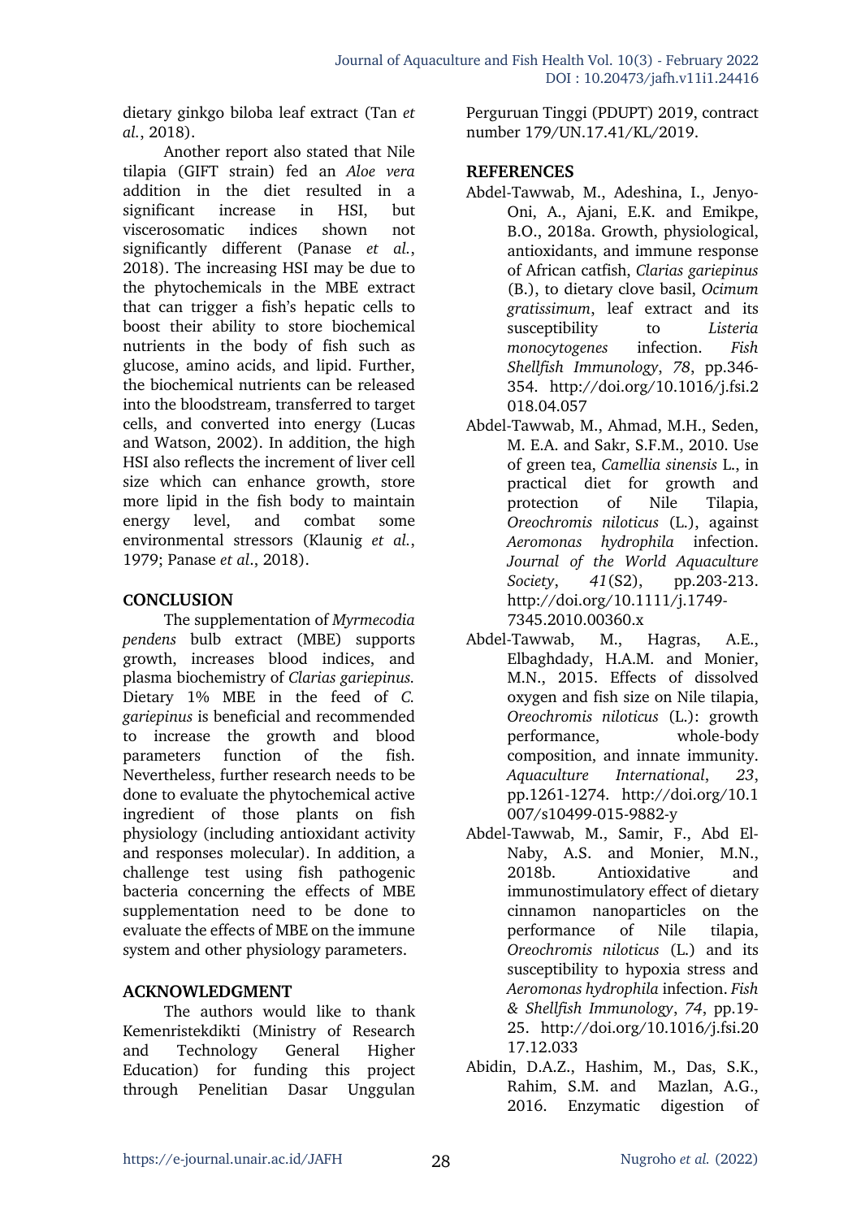dietary ginkgo biloba leaf extract (Tan *et al.*, 2018).

Another report also stated that Nile tilapia (GIFT strain) fed an *Aloe vera* addition in the diet resulted in a significant increase in HSI, but viscerosomatic indices shown not significantly different (Panase *et al.*, 2018). The increasing HSI may be due to the phytochemicals in the MBE extract that can trigger a fish's hepatic cells to boost their ability to store biochemical nutrients in the body of fish such as glucose, amino acids, and lipid. Further, the biochemical nutrients can be released into the bloodstream, transferred to target cells, and converted into energy (Lucas and Watson, 2002). In addition, the high HSI also reflects the increment of liver cell size which can enhance growth, store more lipid in the fish body to maintain energy level, and combat some environmental stressors (Klaunig *et al.*, 1979; Panase *et al*., 2018).

## CONCLUSION

The supplementation of *Myrmecodia pendens* bulb extract (MBE) supports growth, increases blood indices, and plasma biochemistry of *Clarias gariepinus.* Dietary 1% MBE in the feed of *C. gariepinus* is beneficial and recommended to increase the growth and blood parameters function of the fish. Nevertheless, further research needs to be done to evaluate the phytochemical active ingredient of those plants on fish physiology (including antioxidant activity and responses molecular). In addition, a challenge test using fish pathogenic bacteria concerning the effects of MBE supplementation need to be done to evaluate the effects of MBE on the immune system and other physiology parameters.

## ACKNOWLEDGMENT

The authors would like to thank Kemenristekdikti (Ministry of Research and Technology General Higher Education) for funding this project through Penelitian Dasar Unggulan Perguruan Tinggi (PDUPT) 2019, contract number 179/UN.17.41/KL/2019.

## REFERENCES

Abdel-Tawwab, M., Adeshina, I., Jenyo-Oni, A., Ajani, E.K. and Emikpe, B.O., 2018a. Growth, physiological, antioxidants, and immune response of African catfish, *Clarias gariepinus* (B.), to dietary clove basil, *Ocimum gratissimum*, leaf extract and its susceptibility to *Listeria monocytogenes* infection. *Fish Shellfish Immunology*, *78*, pp.346-354. http://doi.org/10.1016/j.fsi.2018.04.057

Abdel-Tawwab, M., Ahmad, M.H., Seden, M. E.A. and Sakr, S.F.M., 2010. Use of green tea, *Camellia sinensis* L., in practical diet for growth and protection of Nile Tilapia, *Oreochromis niloticus* (L.), against *Aeromonas hydrophila* infection. *Journal of the World Aquaculture Society*, *41*(S2), pp.203-213. http://doi.org/10.1111/j.1749-7345.2010.00360.x

Abdel-Tawwab, M., Hagras, A.E., Elbaghdady, H.A.M. and Monier, M.N., 2015. Effects of dissolved oxygen and fish size on Nile tilapia, *Oreochromis niloticus* (L.): growth performance, whole-body composition, and innate immunity. *Aquaculture International*, *23*, pp.1261-1274. http://doi.org/10.1007/s10499-015-9882-y

Abdel-Tawwab, M., Samir, F., Abd El-Naby, A.S. and Monier, M.N., 2018b. Antioxidative and immunostimulatory effect of dietary cinnamon nanoparticles on the performance of Nile tilapia, *Oreochromis niloticus* (L.) and its susceptibility to hypoxia stress and *Aeromonas hydrophila* infection. *Fish & Shellfish Immunology*, *74*, pp.19-25. http://doi.org/10.1016/j.fsi.2017.12.033

Abidin, D.A.Z., Hashim, M., Das, S.K., Rahim, S.M. and Mazlan, A.G., 2016. Enzymatic digestion of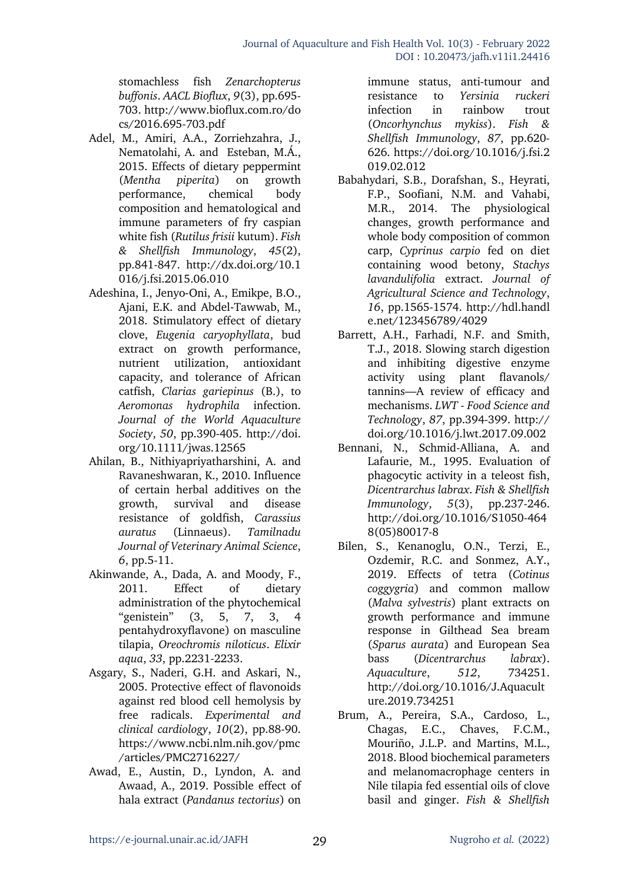stomachless fish *Zenarchopterus buffonis*. *AACL Bioflux*, *9*(3), pp.695-703. http://www.bioflux.com.ro/docs/2016.695-703.pdf

Adel, M., Amiri, A.A., Zorriehzahra, J., Nematolahi, A. and Esteban, M.Á., 2015. Effects of dietary peppermint (*Mentha piperita*) on growth performance, chemical body composition and hematological and immune parameters of fry caspian white fish (*Rutilus frisii* kutum). *Fish & Shellfish Immunology*, *45*(2), pp.841-847. http://dx.doi.org/10.1016/j.fsi.2015.06.010

Adeshina, I., Jenyo-Oni, A., Emikpe, B.O., Ajani, E.K. and Abdel-Tawwab, M., 2018. Stimulatory effect of dietary clove, *Eugenia caryophyllata*, bud extract on growth performance, nutrient utilization, antioxidant capacity, and tolerance of African catfish, *Clarias gariepinus* (B.), to *Aeromonas hydrophila* infection. *Journal of the World Aquaculture Society*, *50*, pp.390-405. http://doi.org/10.1111/jwas.12565

Ahilan, B., Nithiyapriyatharshini, A. and Ravaneshwaran, K., 2010. Influence of certain herbal additives on the growth, survival and disease resistance of goldfish, *Carassius auratus* (Linnaeus). *Tamilnadu Journal of Veterinary Animal Science*, *6*, pp.5-11.

Akinwande, A., Dada, A. and Moody, F., 2011. Effect of dietary administration of the phytochemical "genistein" (3, 5, 7, 3, 4 pentahydroxyflavone) on masculine tilapia, *Oreochromis niloticus*. *Elixir aqua*, *33*, pp.2231-2233.

Asgary, S., Naderi, G.H. and Askari, N., 2005. Protective effect of flavonoids against red blood cell hemolysis by free radicals. *Experimental and clinical cardiology*, *10*(2), pp.88-90. https://www.ncbi.nlm.nih.gov/pmc/articles/PMC2716227/

Awad, E., Austin, D., Lyndon, A. and Awaad, A., 2019. Possible effect of hala extract (*Pandanus tectorius*) on immune status, anti-tumour and resistance to *Yersinia ruckeri* infection in rainbow trout (*Oncorhynchus mykiss*). *Fish & Shellfish Immunology*, *87*, pp.620-626. https://doi.org/10.1016/j.fsi.2019.02.012

Babahydari, S.B., Dorafshan, S., Heyrati, F.P., Soofiani, N.M. and Vahabi, M.R., 2014. The physiological changes, growth performance and whole body composition of common carp, *Cyprinus carpio* fed on diet containing wood betony, *Stachys lavandulifolia* extract. *Journal of Agricultural Science and Technology*, *16*, pp.1565-1574. http://hdl.handle.net/123456789/4029

Barrett, A.H., Farhadi, N.F. and Smith, T.J., 2018. Slowing starch digestion and inhibiting digestive enzyme activity using plant flavanols/tannins—A review of efficacy and mechanisms. *LWT - Food Science and Technology*, *87*, pp.394-399. http://doi.org/10.1016/j.lwt.2017.09.002

Bennani, N., Schmid-Alliana, A. and Lafaurie, M., 1995. Evaluation of phagocytic activity in a teleost fish, *Dicentrarchus labrax*. *Fish & Shellfish Immunology*, *5*(3), pp.237-246. http://doi.org/10.1016/S1050-4648(05)80017-8

Bilen, S., Kenanoglu, O.N., Terzi, E., Ozdemir, R.C. and Sonmez, A.Y., 2019. Effects of tetra (*Cotinus coggygria*) and common mallow (*Malva sylvestris*) plant extracts on growth performance and immune response in Gilthead Sea bream (*Sparus aurata*) and European Sea bass (*Dicentrarchus labrax*). *Aquaculture*, *512*, 734251. http://doi.org/10.1016/J.Aquaculture.2019.734251

Brum, A., Pereira, S.A., Cardoso, L., Chagas, E.C., Chaves, F.C.M., Mouriño, J.L.P. and Martins, M.L., 2018. Blood biochemical parameters and melanomacrophage centers in Nile tilapia fed essential oils of clove basil and ginger. *Fish & Shellfish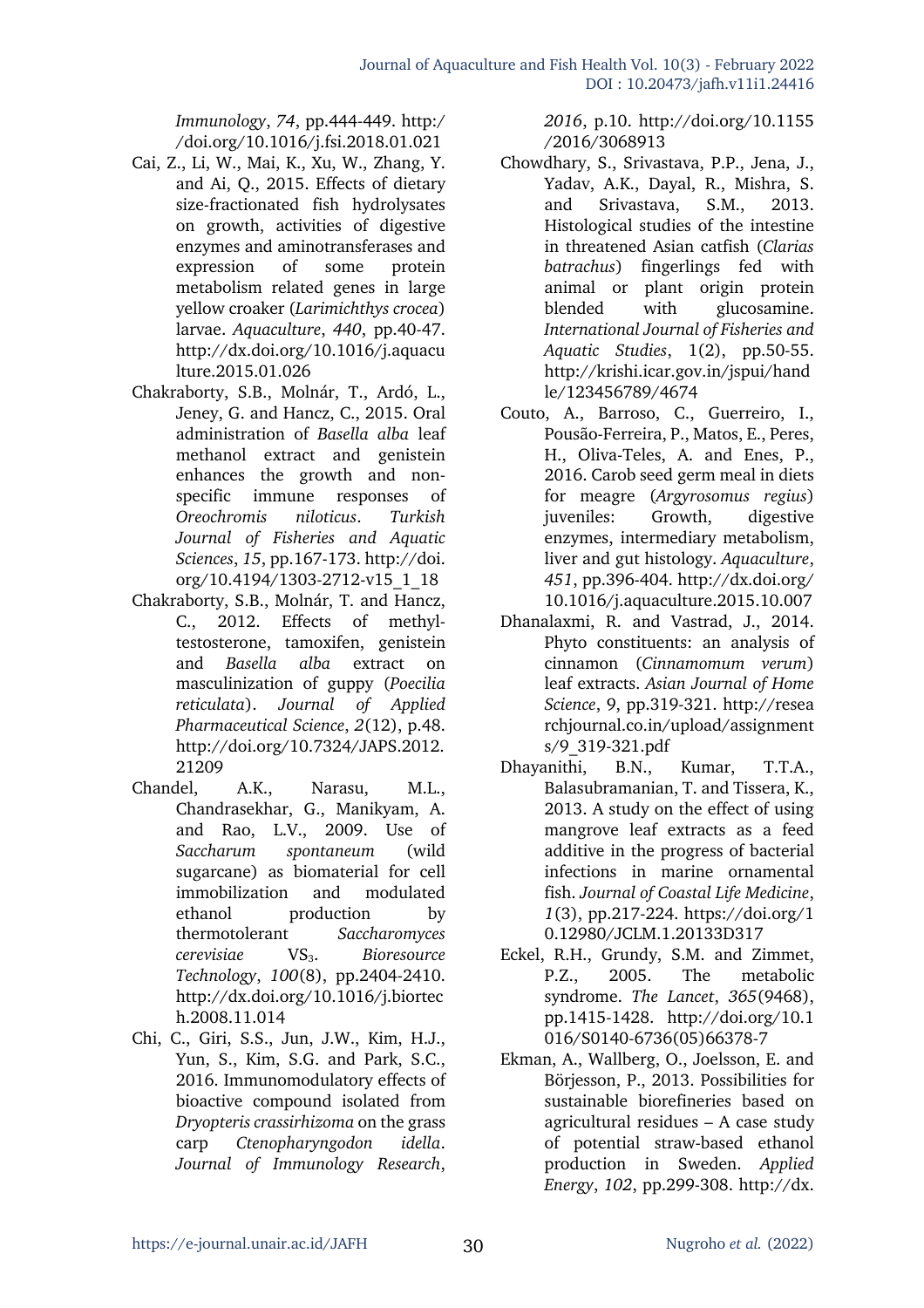*Immunology*, *74*, pp.444-449. http://doi.org/10.1016/j.fsi.2018.01.021

Cai, Z., Li, W., Mai, K., Xu, W., Zhang, Y. and Ai, Q., 2015. Effects of dietary size-fractionated fish hydrolysates on growth, activities of digestive enzymes and aminotransferases and expression of some protein metabolism related genes in large yellow croaker (*Larimichthys crocea*) larvae. *Aquaculture*, *440*, pp.40-47. http://dx.doi.org/10.1016/j.aquaculture.2015.01.026

Chakraborty, S.B., Molnár, T., Ardó, L., Jeney, G. and Hancz, C., 2015. Oral administration of *Basella alba* leaf methanol extract and genistein enhances the growth and non-specific immune responses of *Oreochromis niloticus*. *Turkish Journal of Fisheries and Aquatic Sciences*, *15*, pp.167-173. http://doi.org/10.4194/1303-2712-v15_1_18

Chakraborty, S.B., Molnár, T. and Hancz, C., 2012. Effects of methyl-testosterone, tamoxifen, genistein and *Basella alba* extract on masculinization of guppy (*Poecilia reticulata*). *Journal of Applied Pharmaceutical Science*, *2*(12), p.48. http://doi.org/10.7324/JAPS.2012.21209

Chandel, A.K., Narasu, M.L., Chandrasekhar, G., Manikyam, A. and Rao, L.V., 2009. Use of *Saccharum spontaneum* (wild sugarcane) as biomaterial for cell immobilization and modulated ethanol production by thermotolerant *Saccharomyces cerevisiae* $VS_3$. *Bioresource Technology*, *100*(8), pp.2404-2410. http://dx.doi.org/10.1016/j.biortech.2008.11.014

Chi, C., Giri, S.S., Jun, J.W., Kim, H.J., Yun, S., Kim, S.G. and Park, S.C., 2016. Immunomodulatory effects of bioactive compound isolated from *Dryopteris crassirhizoma* on the grass carp *Ctenopharyngodon idella*. *Journal of Immunology Research*, *2016*, p.10. http://doi.org/10.1155/2016/3068913

Chowdhary, S., Srivastava, P.P., Jena, J., Yadav, A.K., Dayal, R., Mishra, S. and Srivastava, S.M., 2013. Histological studies of the intestine in threatened Asian catfish (*Clarias batrachus*) fingerlings fed with animal or plant origin protein blended with glucosamine. *International Journal of Fisheries and Aquatic Studies*, 1(2), pp.50-55. http://krishi.icar.gov.in/jspui/handle/123456789/4674

Couto, A., Barroso, C., Guerreiro, I., Pousão-Ferreira, P., Matos, E., Peres, H., Oliva-Teles, A. and Enes, P., 2016. Carob seed germ meal in diets for meagre (*Argyrosomus regius*) juveniles: Growth, digestive enzymes, intermediary metabolism, liver and gut histology. *Aquaculture*, *451*, pp.396-404. http://dx.doi.org/10.1016/j.aquaculture.2015.10.007

Dhanalaxmi, R. and Vastrad, J., 2014. Phyto constituents: an analysis of cinnamon (*Cinnamomum verum*) leaf extracts. *Asian Journal of Home Science*, 9, pp.319-321. http://researchjournal.co.in/upload/assignments/9_319-321.pdf

Dhayanithi, B.N., Kumar, T.T.A., Balasubramanian, T. and Tissera, K., 2013. A study on the effect of using mangrove leaf extracts as a feed additive in the progress of bacterial infections in marine ornamental fish. *Journal of Coastal Life Medicine*, *1*(3), pp.217-224. https://doi.org/10.12980/JCLM.1.20133D317

Eckel, R.H., Grundy, S.M. and Zimmet, P.Z., 2005. The metabolic syndrome. *The Lancet*, *365*(9468), pp.1415-1428. http://doi.org/10.1016/S0140-6736(05)66378-7

Ekman, A., Wallberg, O., Joelsson, E. and Börjesson, P., 2013. Possibilities for sustainable biorefineries based on agricultural residues – A case study of potential straw-based ethanol production in Sweden. *Applied Energy*, *102*, pp.299-308. http://dx.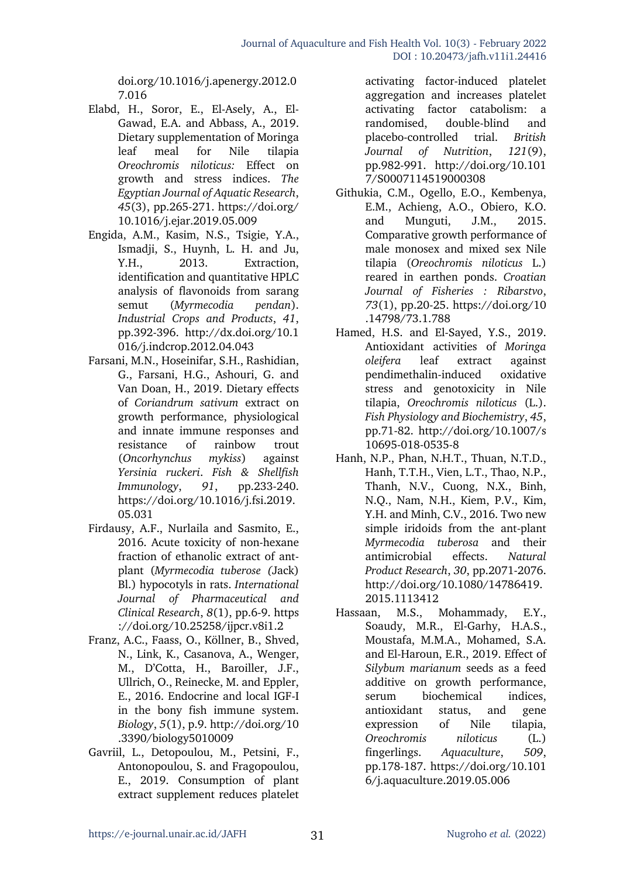doi.org/10.1016/j.apenergy.2012.07.016

Elabd, H., Soror, E., El-Asely, A., El-Gawad, E.A. and Abbass, A., 2019. Dietary supplementation of Moringa leaf meal for Nile tilapia *Oreochromis niloticus:* Effect on growth and stress indices. *The Egyptian Journal of Aquatic Research*, *45*(3), pp.265-271. https://doi.org/10.1016/j.ejar.2019.05.009

Engida, A.M., Kasim, N.S., Tsigie, Y.A., Ismadji, S., Huynh, L. H. and Ju, Y.H., 2013. Extraction, identification and quantitative HPLC analysis of flavonoids from sarang semut (*Myrmecodia pendan*). *Industrial Crops and Products*, *41*, pp.392-396. http://dx.doi.org/10.1016/j.indcrop.2012.04.043

Farsani, M.N., Hoseinifar, S.H., Rashidian, G., Farsani, H.G., Ashouri, G. and Van Doan, H., 2019. Dietary effects of *Coriandrum sativum* extract on growth performance, physiological and innate immune responses and resistance of rainbow trout (*Oncorhynchus mykiss*) against *Yersinia ruckeri*. *Fish & Shellfish Immunology*, *91*, pp.233-240. https://doi.org/10.1016/j.fsi.2019.05.031

Firdausy, A.F., Nurlaila and Sasmito, E., 2016. Acute toxicity of non-hexane fraction of ethanolic extract of ant-plant (*Myrmecodia tuberose (*Jack) Bl.) hypocotyls in rats. *International Journal of Pharmaceutical and Clinical Research*, *8*(1), pp.6-9. https://doi.org/10.25258/ijpcr.v8i1.2

Franz, A.C., Faass, O., Köllner, B., Shved, N., Link, K., Casanova, A., Wenger, M., D'Cotta, H., Baroiller, J.F., Ullrich, O., Reinecke, M. and Eppler, E., 2016. Endocrine and local IGF-I in the bony fish immune system. *Biology*, *5*(1), p.9. http://doi.org/10.3390/biology5010009

Gavriil, L., Detopoulou, M., Petsini, F., Antonopoulou, S. and Fragopoulou, E., 2019. Consumption of plant extract supplement reduces platelet activating factor-induced platelet aggregation and increases platelet activating factor catabolism: a randomised, double-blind and placebo-controlled trial. *British Journal of Nutrition*, *121*(9), pp.982-991. http://doi.org/10.1017/S0007114519000308

Githukia, C.M., Ogello, E.O., Kembenya, E.M., Achieng, A.O., Obiero, K.O. and Munguti, J.M., 2015. Comparative growth performance of male monosex and mixed sex Nile tilapia (*Oreochromis niloticus* L.) reared in earthen ponds. *Croatian Journal of Fisheries : Ribarstvo*, *73*(1), pp.20-25. https://doi.org/10.14798/73.1.788

Hamed, H.S. and El-Sayed, Y.S., 2019. Antioxidant activities of *Moringa oleifera* leaf extract against pendimethalin-induced oxidative stress and genotoxicity in Nile tilapia, *Oreochromis niloticus* (L.). *Fish Physiology and Biochemistry*, *45*, pp.71-82. http://doi.org/10.1007/s10695-018-0535-8

Hanh, N.P., Phan, N.H.T., Thuan, N.T.D., Hanh, T.T.H., Vien, L.T., Thao, N.P., Thanh, N.V., Cuong, N.X., Binh, N.Q., Nam, N.H., Kiem, P.V., Kim, Y.H. and Minh, C.V., 2016. Two new simple iridoids from the ant-plant *Myrmecodia tuberosa* and their antimicrobial effects. *Natural Product Research*, *30*, pp.2071-2076. http://doi.org/10.1080/14786419.2015.1113412

Hassaan, M.S., Mohammady, E.Y., Soaudy, M.R., El-Garhy, H.A.S., Moustafa, M.M.A., Mohamed, S.A. and El-Haroun, E.R., 2019. Effect of *Silybum marianum* seeds as a feed additive on growth performance, serum biochemical indices, antioxidant status, and gene expression of Nile tilapia, *Oreochromis niloticus* (L.) fingerlings. *Aquaculture*, *509*, pp.178-187. https://doi.org/10.1016/j.aquaculture.2019.05.006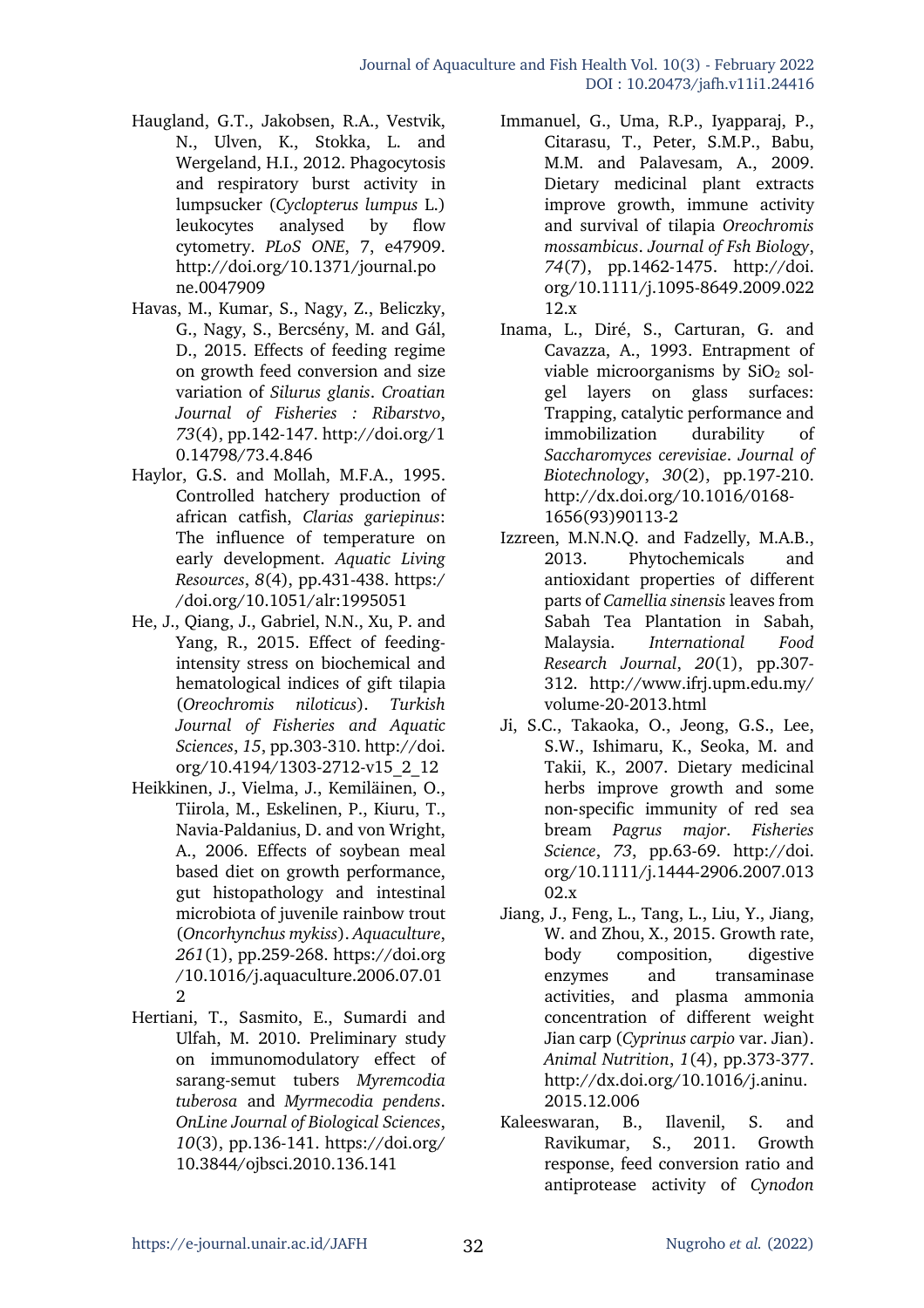Haugland, G.T., Jakobsen, R.A., Vestvik, N., Ulven, K., Stokka, L. and Wergeland, H.I., 2012. Phagocytosis and respiratory burst activity in lumpsucker (*Cyclopterus lumpus* L.) leukocytes analysed by flow cytometry. *PLoS ONE*, 7, e47909. http://doi.org/10.1371/journal.pone.0047909

Havas, M., Kumar, S., Nagy, Z., Beliczky, G., Nagy, S., Bercsény, M. and Gál, D., 2015. Effects of feeding regime on growth feed conversion and size variation of *Silurus glanis*. *Croatian Journal of Fisheries : Ribarstvo*, *73*(4), pp.142-147. http://doi.org/10.14798/73.4.846

Haylor, G.S. and Mollah, M.F.A., 1995. Controlled hatchery production of african catfish, *Clarias gariepinus*: The influence of temperature on early development. *Aquatic Living Resources*, *8*(4), pp.431-438. https://doi.org/10.1051/alr:1995051

He, J., Qiang, J., Gabriel, N.N., Xu, P. and Yang, R., 2015. Effect of feeding-intensity stress on biochemical and hematological indices of gift tilapia (*Oreochromis niloticus*). *Turkish Journal of Fisheries and Aquatic Sciences*, *15*, pp.303-310. http://doi.org/10.4194/1303-2712-v15_2_12

Heikkinen, J., Vielma, J., Kemiläinen, O., Tiirola, M., Eskelinen, P., Kiuru, T., Navia-Paldanius, D. and von Wright, A., 2006. Effects of soybean meal based diet on growth performance, gut histopathology and intestinal microbiota of juvenile rainbow trout (*Oncorhynchus mykiss*). *Aquaculture*, *261*(1), pp.259-268. https://doi.org/10.1016/j.aquaculture.2006.07.012

Hertiani, T., Sasmito, E., Sumardi and Ulfah, M. 2010. Preliminary study on immunomodulatory effect of sarang-semut tubers *Myremcodia tuberosa* and *Myrmecodia pendens*. *OnLine Journal of Biological Sciences*, *10*(3), pp.136-141. https://doi.org/10.3844/ojbsci.2010.136.141

Immanuel, G., Uma, R.P., Iyapparaj, P., Citarasu, T., Peter, S.M.P., Babu, M.M. and Palavesam, A., 2009. Dietary medicinal plant extracts improve growth, immune activity and survival of tilapia *Oreochromis mossambicus*. *Journal of Fsh Biology*, *74*(7), pp.1462-1475. http://doi.org/10.1111/j.1095-8649.2009.02212.x

Inama, L., Diré, S., Carturan, G. and Cavazza, A., 1993. Entrapment of viable microorganisms by $SiO_2$ sol-gel layers on glass surfaces: Trapping, catalytic performance and immobilization durability of *Saccharomyces cerevisiae*. *Journal of Biotechnology*, *30*(2), pp.197-210. http://dx.doi.org/10.1016/0168-1656(93)90113-2

Izzreen, M.N.N.Q. and Fadzelly, M.A.B., 2013. Phytochemicals and antioxidant properties of different parts of *Camellia sinensis* leaves from Sabah Tea Plantation in Sabah, Malaysia. *International Food Research Journal*, *20*(1), pp.307-312. http://www.ifrj.upm.edu.my/volume-20-2013.html

Ji, S.C., Takaoka, O., Jeong, G.S., Lee, S.W., Ishimaru, K., Seoka, M. and Takii, K., 2007. Dietary medicinal herbs improve growth and some non-specific immunity of red sea bream *Pagrus major*. *Fisheries Science*, *73*, pp.63-69. http://doi.org/10.1111/j.1444-2906.2007.01302.x

Jiang, J., Feng, L., Tang, L., Liu, Y., Jiang, W. and Zhou, X., 2015. Growth rate, body composition, digestive enzymes and transaminase activities, and plasma ammonia concentration of different weight Jian carp (*Cyprinus carpio* var. Jian). *Animal Nutrition*, *1*(4), pp.373-377. http://dx.doi.org/10.1016/j.aninu.2015.12.006

Kaleeswaran, B., Ilavenil, S. and Ravikumar, S., 2011. Growth response, feed conversion ratio and antiprotease activity of *Cynodon*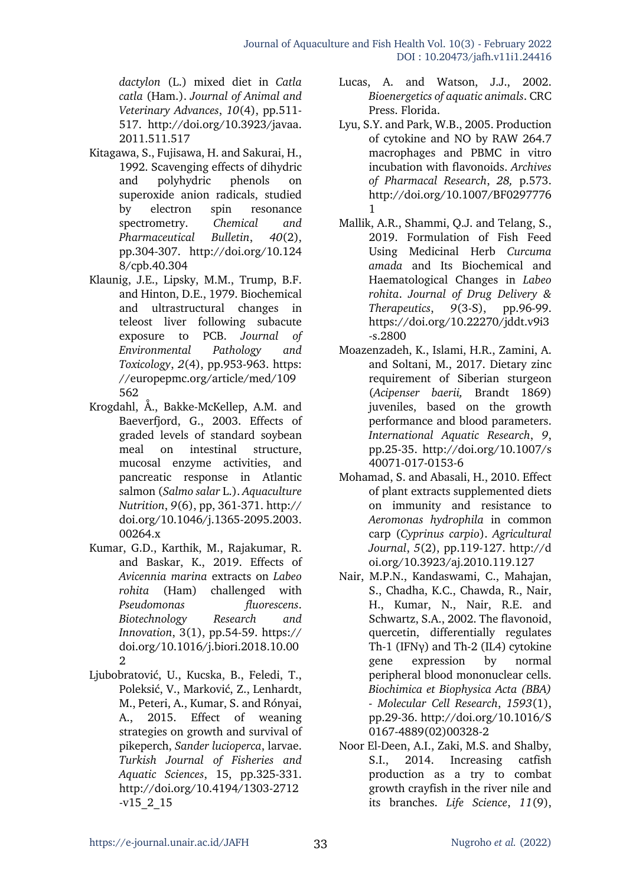*dactylon* (L.) mixed diet in *Catla catla* (Ham.). *Journal of Animal and Veterinary Advances*, *10*(4), pp.511-517. http://doi.org/10.3923/javaa.2011.511.517

Kitagawa, S., Fujisawa, H. and Sakurai, H., 1992. Scavenging effects of dihydric and polyhydric phenols on superoxide anion radicals, studied by electron spin resonance spectrometry. *Chemical and Pharmaceutical Bulletin*, *40*(2), pp.304-307. http://doi.org/10.1248/cpb.40.304

Klaunig, J.E., Lipsky, M.M., Trump, B.F. and Hinton, D.E., 1979. Biochemical and ultrastructural changes in teleost liver following subacute exposure to PCB. *Journal of Environmental Pathology and Toxicology*, *2*(4), pp.953-963. https://europepmc.org/article/med/109562

Krogdahl, Å., Bakke-McKellep, A.M. and Baeverfjord, G., 2003. Effects of graded levels of standard soybean meal on intestinal structure, mucosal enzyme activities, and pancreatic response in Atlantic salmon (*Salmo salar* L.). *Aquaculture Nutrition*, *9*(6), pp, 361-371. http://doi.org/10.1046/j.1365-2095.2003.00264.x

Kumar, G.D., Karthik, M., Rajakumar, R. and Baskar, K., 2019. Effects of *Avicennia marina* extracts on *Labeo rohita* (Ham) challenged with *Pseudomonas fluorescens*. *Biotechnology Research and Innovation*, 3(1), pp.54-59. https://doi.org/10.1016/j.biori.2018.10.002

Ljubobratović, U., Kucska, B., Feledi, T., Poleksić, V., Marković, Z., Lenhardt, M., Peteri, A., Kumar, S. and Rónyai, A., 2015. Effect of weaning strategies on growth and survival of pikeperch, *Sander lucioperca*, larvae. *Turkish Journal of Fisheries and Aquatic Sciences*, 15, pp.325-331. http://doi.org/10.4194/1303-2712-v15_2_15

Lucas, A. and Watson, J.J., 2002. *Bioenergetics of aquatic animals*. CRC Press. Florida.

Lyu, S.Y. and Park, W.B., 2005. Production of cytokine and NO by RAW 264.7 macrophages and PBMC in vitro incubation with flavonoids. *Archives of Pharmacal Research*, *28,* p.573. http://doi.org/10.1007/BF02977761

Mallik, A.R., Shammi, Q.J. and Telang, S., 2019. Formulation of Fish Feed Using Medicinal Herb *Curcuma amada* and Its Biochemical and Haematological Changes in *Labeo rohita*. *Journal of Drug Delivery & Therapeutics*, *9*(3-S), pp.96-99. https://doi.org/10.22270/jddt.v9i3-s.2800

Moazenzadeh, K., Islami, H.R., Zamini, A. and Soltani, M., 2017. Dietary zinc requirement of Siberian sturgeon (*Acipenser baerii,* Brandt 1869) juveniles, based on the growth performance and blood parameters. *International Aquatic Research*, *9*, pp.25-35. http://doi.org/10.1007/s40071-017-0153-6

Mohamad, S. and Abasali, H., 2010. Effect of plant extracts supplemented diets on immunity and resistance to *Aeromonas hydrophila* in common carp (*Cyprinus carpio*). *Agricultural Journal*, *5*(2), pp.119-127. http://doi.org/10.3923/aj.2010.119.127

Nair, M.P.N., Kandaswami, C., Mahajan, S., Chadha, K.C., Chawda, R., Nair, H., Kumar, N., Nair, R.E. and Schwartz, S.A., 2002. The flavonoid, quercetin, differentially regulates Th-1 (IFNγ) and Th-2 (IL4) cytokine gene expression by normal peripheral blood mononuclear cells. *Biochimica et Biophysica Acta (BBA) - Molecular Cell Research*, *1593*(1), pp.29-36. http://doi.org/10.1016/S0167-4889(02)00328-2

Noor El-Deen, A.I., Zaki, M.S. and Shalby, S.I., 2014. Increasing catfish production as a try to combat growth crayfish in the river nile and its branches. *Life Science*, *11*(9),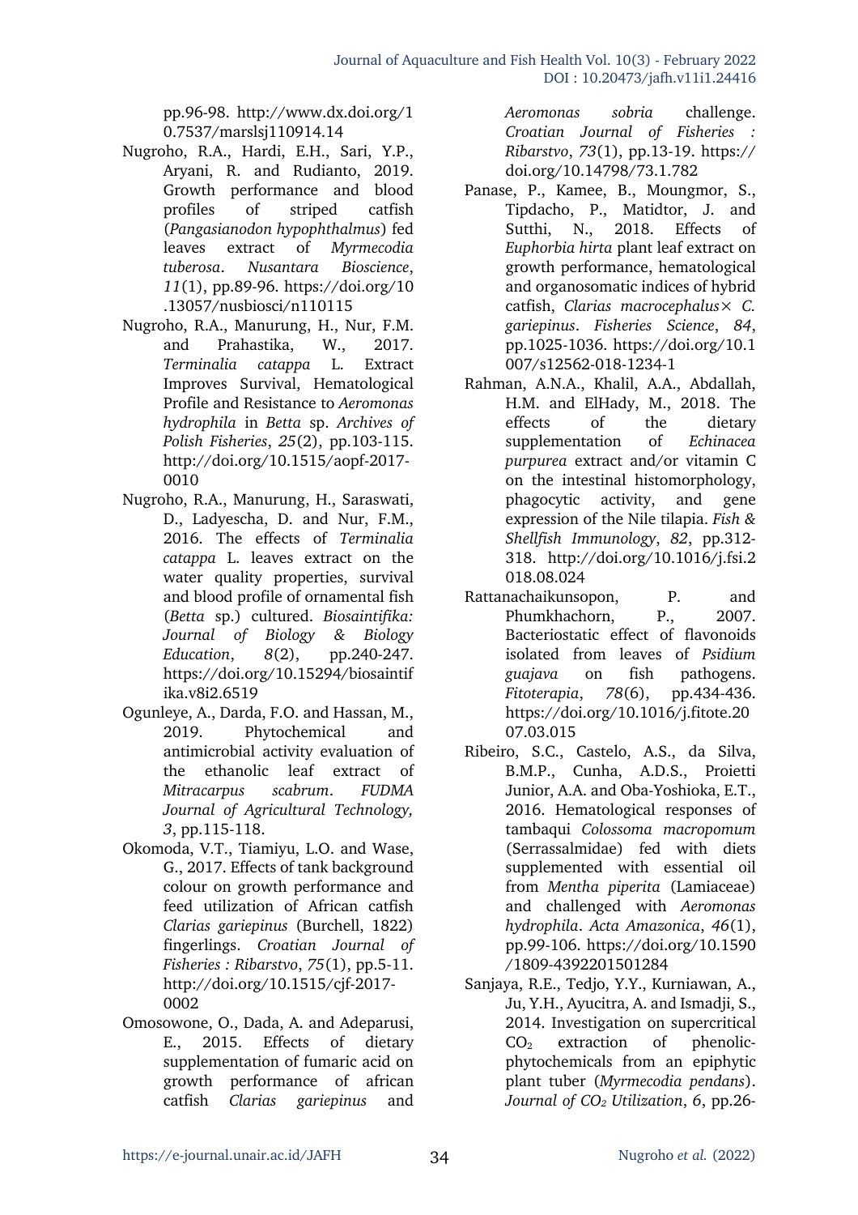pp.96-98. http://www.dx.doi.org/10.7537/marslsj110914.14

Nugroho, R.A., Hardi, E.H., Sari, Y.P., Aryani, R. and Rudianto, 2019. Growth performance and blood profiles of striped catfish (*Pangasianodon hypophthalmus*) fed leaves extract of *Myrmecodia tuberosa*. *Nusantara Bioscience*, *11*(1), pp.89-96. https://doi.org/10.13057/nusbiosci/n110115

Nugroho, R.A., Manurung, H., Nur, F.M. and Prahastika, W., 2017. *Terminalia catappa* L. Extract Improves Survival, Hematological Profile and Resistance to *Aeromonas hydrophila* in *Betta* sp. *Archives of Polish Fisheries*, *25*(2), pp.103-115. http://doi.org/10.1515/aopf-2017-0010

Nugroho, R.A., Manurung, H., Saraswati, D., Ladyescha, D. and Nur, F.M., 2016. The effects of *Terminalia catappa* L. leaves extract on the water quality properties, survival and blood profile of ornamental fish (*Betta* sp.) cultured. *Biosaintifika: Journal of Biology & Biology Education*, *8*(2), pp.240-247. https://doi.org/10.15294/biosaintifika.v8i2.6519

Ogunleye, A., Darda, F.O. and Hassan, M., 2019. Phytochemical and antimicrobial activity evaluation of the ethanolic leaf extract of *Mitracarpus scabrum*. *FUDMA Journal of Agricultural Technology, 3*, pp.115-118.

Okomoda, V.T., Tiamiyu, L.O. and Wase, G., 2017. Effects of tank background colour on growth performance and feed utilization of African catfish *Clarias gariepinus* (Burchell, 1822) fingerlings. *Croatian Journal of Fisheries : Ribarstvo*, *75*(1), pp.5-11. http://doi.org/10.1515/cjf-2017-0002

Omosowone, O., Dada, A. and Adeparusi, E., 2015. Effects of dietary supplementation of fumaric acid on growth performance of african catfish *Clarias gariepinus* and *Aeromonas sobria* challenge. *Croatian Journal of Fisheries : Ribarstvo*, *73*(1), pp.13-19. https://doi.org/10.14798/73.1.782

Panase, P., Kamee, B., Moungmor, S., Tipdacho, P., Matidtor, J. and Sutthi, N., 2018. Effects of *Euphorbia hirta* plant leaf extract on growth performance, hematological and organosomatic indices of hybrid catfish, *Clarias macrocephalus*× *C. gariepinus*. *Fisheries Science*, *84*, pp.1025-1036. https://doi.org/10.1007/s12562-018-1234-1

Rahman, A.N.A., Khalil, A.A., Abdallah, H.M. and ElHady, M., 2018. The effects of the dietary supplementation of *Echinacea purpurea* extract and/or vitamin C on the intestinal histomorphology, phagocytic activity, and gene expression of the Nile tilapia. *Fish & Shellfish Immunology*, *82*, pp.312-318. http://doi.org/10.1016/j.fsi.2018.08.024

Rattanachaikunsopon, P. and Phumkhachorn, P., 2007. Bacteriostatic effect of flavonoids isolated from leaves of *Psidium guajava* on fish pathogens. *Fitoterapia*, *78*(6), pp.434-436. https://doi.org/10.1016/j.fitote.2007.03.015

Ribeiro, S.C., Castelo, A.S., da Silva, B.M.P., Cunha, A.D.S., Proietti Junior, A.A. and Oba-Yoshioka, E.T., 2016. Hematological responses of tambaqui *Colossoma macropomum* (Serrassalmidae) fed with diets supplemented with essential oil from *Mentha piperita* (Lamiaceae) and challenged with *Aeromonas hydrophila*. *Acta Amazonica*, *46*(1), pp.99-106. https://doi.org/10.1590/1809-4392201501284

Sanjaya, R.E., Tedjo, Y.Y., Kurniawan, A., Ju, Y.H., Ayucitra, A. and Ismadji, S., 2014. Investigation on supercritical $CO_2$ extraction of phenolic-phytochemicals from an epiphytic plant tuber (*Myrmecodia pendans*). *Journal of $CO_2$ Utilization*, *6*, pp.26-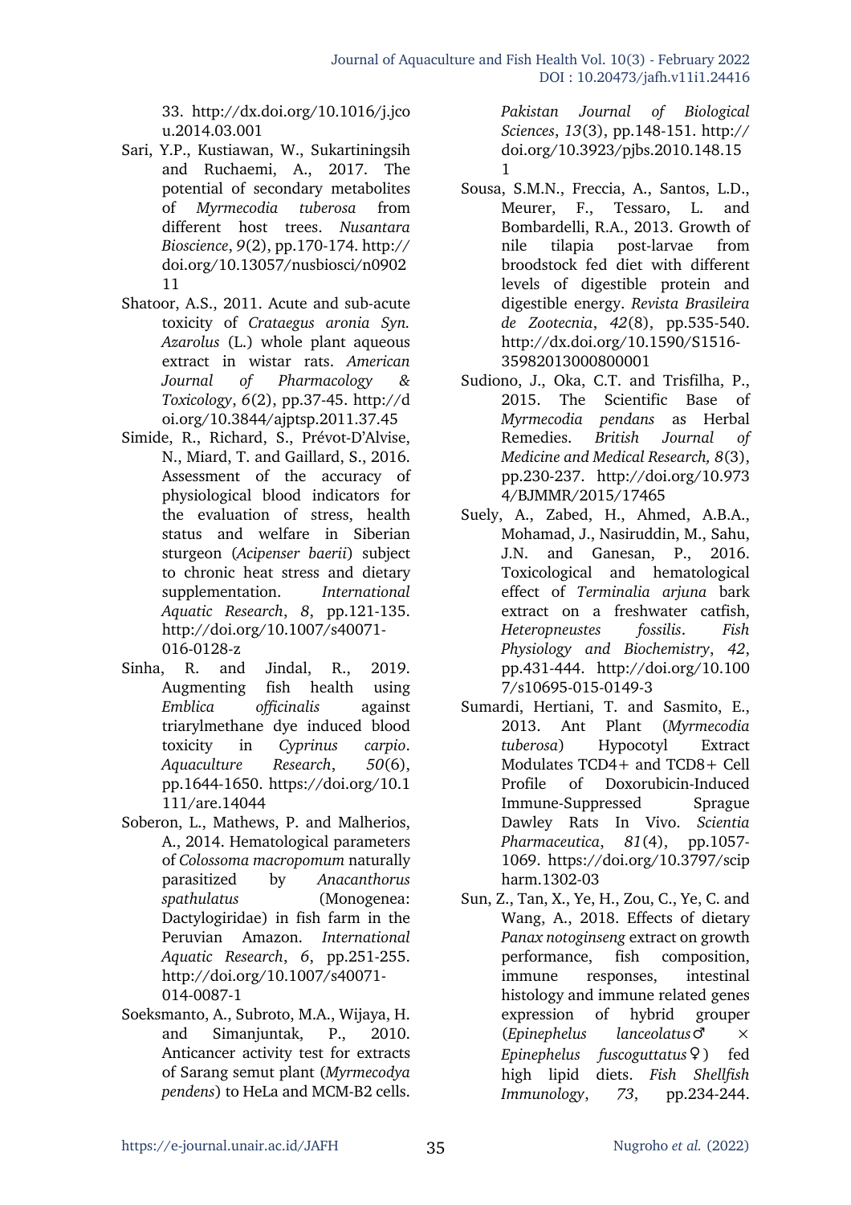33. http://dx.doi.org/10.1016/j.jcou.2014.03.001

Sari, Y.P., Kustiawan, W., Sukartiningsih and Ruchaemi, A., 2017. The potential of secondary metabolites of *Myrmecodia tuberosa* from different host trees. *Nusantara Bioscience*, *9*(2), pp.170-174. http://doi.org/10.13057/nusbiosci/n090211

Shatoor, A.S., 2011. Acute and sub-acute toxicity of *Crataegus aronia Syn. Azarolus* (L.) whole plant aqueous extract in wistar rats. *American Journal of Pharmacology & Toxicology*, *6*(2), pp.37-45. http://doi.org/10.3844/ajptsp.2011.37.45

Simide, R., Richard, S., Prévot-D'Alvise, N., Miard, T. and Gaillard, S., 2016. Assessment of the accuracy of physiological blood indicators for the evaluation of stress, health status and welfare in Siberian sturgeon (*Acipenser baerii*) subject to chronic heat stress and dietary supplementation. *International Aquatic Research*, *8*, pp.121-135. http://doi.org/10.1007/s40071-016-0128-z

Sinha, R. and Jindal, R., 2019. Augmenting fish health using *Emblica officinalis* against triarylmethane dye induced blood toxicity in *Cyprinus carpio*. *Aquaculture Research*, *50*(6), pp.1644-1650. https://doi.org/10.1111/are.14044

Soberon, L., Mathews, P. and Malherios, A., 2014. Hematological parameters of *Colossoma macropomum* naturally parasitized by *Anacanthorus spathulatus* (Monogenea: Dactylogiridae) in fish farm in the Peruvian Amazon. *International Aquatic Research*, *6*, pp.251-255. http://doi.org/10.1007/s40071-014-0087-1

Soeksmanto, A., Subroto, M.A., Wijaya, H. and Simanjuntak, P., 2010. Anticancer activity test for extracts of Sarang semut plant (*Myrmecodya pendens*) to HeLa and MCM-B2 cells. *Pakistan Journal of Biological Sciences*, *13*(3), pp.148-151. http://doi.org/10.3923/pjbs.2010.148.151

Sousa, S.M.N., Freccia, A., Santos, L.D., Meurer, F., Tessaro, L. and Bombardelli, R.A., 2013. Growth of nile tilapia post-larvae from broodstock fed diet with different levels of digestible protein and digestible energy. *Revista Brasileira de Zootecnia*, *42*(8), pp.535-540. http://dx.doi.org/10.1590/S1516-35982013000800001

Sudiono, J., Oka, C.T. and Trisfilha, P., 2015. The Scientific Base of *Myrmecodia pendans* as Herbal Remedies. *British Journal of Medicine and Medical Research, 8*(3), pp.230-237. http://doi.org/10.9734/BJMMR/2015/17465

Suely, A., Zabed, H., Ahmed, A.B.A., Mohamad, J., Nasiruddin, M., Sahu, J.N. and Ganesan, P., 2016. Toxicological and hematological effect of *Terminalia arjuna* bark extract on a freshwater catfish, *Heteropneustes fossilis*. *Fish Physiology and Biochemistry*, *42*, pp.431-444. http://doi.org/10.1007/s10695-015-0149-3

Sumardi, Hertiani, T. and Sasmito, E., 2013. Ant Plant (*Myrmecodia tuberosa*) Hypocotyl Extract Modulates TCD4+ and TCD8+ Cell Profile of Doxorubicin-Induced Immune-Suppressed Sprague Dawley Rats In Vivo. *Scientia Pharmaceutica*, *81*(4), pp.1057-1069. https://doi.org/10.3797/scipharm.1302-03

Sun, Z., Tan, X., Ye, H., Zou, C., Ye, C. and Wang, A., 2018. Effects of dietary *Panax notoginseng* extract on growth performance, fish composition, immune responses, intestinal histology and immune related genes expression of hybrid grouper (*Epinephelus lanceolatus*♂ × *Epinephelus fuscoguttatus*♀) fed high lipid diets. *Fish Shellfish Immunology*, *73*, pp.234-244.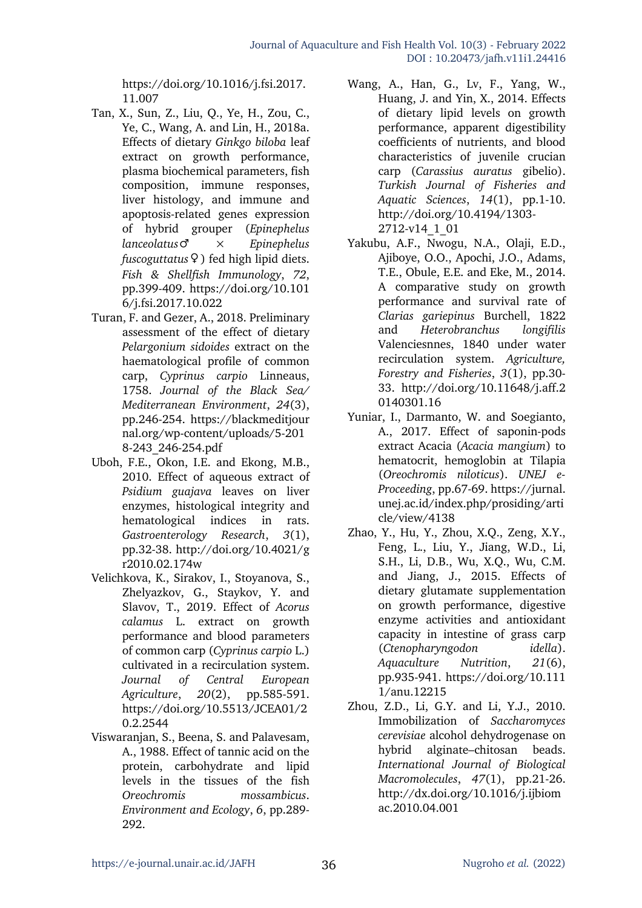https://doi.org/10.1016/j.fsi.2017.11.007

Tan, X., Sun, Z., Liu, Q., Ye, H., Zou, C., Ye, C., Wang, A. and Lin, H., 2018a. Effects of dietary *Ginkgo biloba* leaf extract on growth performance, plasma biochemical parameters, fish composition, immune responses, liver histology, and immune and apoptosis-related genes expression of hybrid grouper (*Epinephelus lanceolatus*♂ × *Epinephelus fuscoguttatus*♀) fed high lipid diets. *Fish & Shellfish Immunology*, *72*, pp.399-409. https://doi.org/10.1016/j.fsi.2017.10.022

Turan, F. and Gezer, A., 2018. Preliminary assessment of the effect of dietary *Pelargonium sidoides* extract on the haematological profile of common carp, *Cyprinus carpio* Linneaus, 1758. *Journal of the Black Sea/ Mediterranean Environment*, *24*(3), pp.246-254. https://blackmeditjournal.org/wp-content/uploads/5-2018-243_246-254.pdf

Uboh, F.E., Okon, I.E. and Ekong, M.B., 2010. Effect of aqueous extract of *Psidium guajava* leaves on liver enzymes, histological integrity and hematological indices in rats. *Gastroenterology Research*, *3*(1), pp.32-38. http://doi.org/10.4021/gr2010.02.174w

Velichkova, K., Sirakov, I., Stoyanova, S., Zhelyazkov, G., Staykov, Y. and Slavov, T., 2019. Effect of *Acorus calamus* L. extract on growth performance and blood parameters of common carp (*Cyprinus carpio* L.) cultivated in a recirculation system. *Journal of Central European Agriculture*, *20*(2), pp.585-591. https://doi.org/10.5513/JCEA01/20.2.2544

Viswaranjan, S., Beena, S. and Palavesam, A., 1988. Effect of tannic acid on the protein, carbohydrate and lipid levels in the tissues of the fish *Oreochromis mossambicus*. *Environment and Ecology*, 6, pp.289-292.

Wang, A., Han, G., Lv, F., Yang, W., Huang, J. and Yin, X., 2014. Effects of dietary lipid levels on growth performance, apparent digestibility coefficients of nutrients, and blood characteristics of juvenile crucian carp (*Carassius auratus* gibelio). *Turkish Journal of Fisheries and Aquatic Sciences*, *14*(1), pp.1-10. http://doi.org/10.4194/1303-2712-v14_1_01

Yakubu, A.F., Nwogu, N.A., Olaji, E.D., Ajiboye, O.O., Apochi, J.O., Adams, T.E., Obule, E.E. and Eke, M., 2014. A comparative study on growth performance and survival rate of *Clarias gariepinus* Burchell, 1822 and *Heterobranchus longifilis* Valenciesnnes, 1840 under water recirculation system. *Agriculture, Forestry and Fisheries*, *3*(1), pp.30-33. http://doi.org/10.11648/j.aff.20140301.16

Yuniar, I., Darmanto, W. and Soegianto, A., 2017. Effect of saponin-pods extract Acacia (*Acacia mangium*) to hematocrit, hemoglobin at Tilapia (*Oreochromis niloticus*). *UNEJ e-Proceeding*, pp.67-69. https://jurnal.unej.ac.id/index.php/prosiding/article/view/4138

Zhao, Y., Hu, Y., Zhou, X.Q., Zeng, X.Y., Feng, L., Liu, Y., Jiang, W.D., Li, S.H., Li, D.B., Wu, X.Q., Wu, C.M. and Jiang, J., 2015. Effects of dietary glutamate supplementation on growth performance, digestive enzyme activities and antioxidant capacity in intestine of grass carp (*Ctenopharyngodon idella*). *Aquaculture Nutrition*, *21*(6), pp.935-941. https://doi.org/10.1111/anu.12215

Zhou, Z.D., Li, G.Y. and Li, Y.J., 2010. Immobilization of *Saccharomyces cerevisiae* alcohol dehydrogenase on hybrid alginate–chitosan beads. *International Journal of Biological Macromolecules*, *47*(1), pp.21-26. http://dx.doi.org/10.1016/j.ijbiomac.2010.04.001